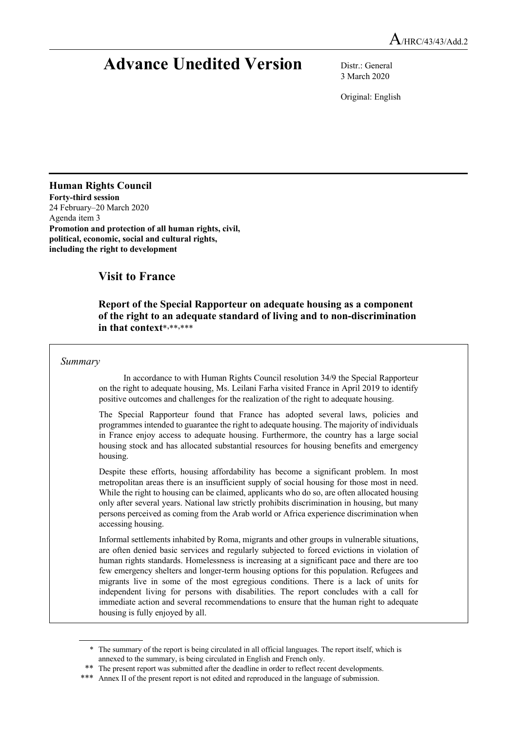A/HRC/43/43/Add.2

# Advance Unedited Version

Distr.: General
3 March 2020

Original: English

**Human Rights Council**
**Forty-third session**
24 February–20 March 2020
Agenda item 3
**Promotion and protection of all human rights, civil, political, economic, social and cultural rights, including the right to development**

## Visit to France

### Report of the Special Rapporteur on adequate housing as a component of the right to an adequate standard of living and to non-discrimination in that context*,**,***

*Summary*

In accordance to with Human Rights Council resolution 34/9 the Special Rapporteur on the right to adequate housing, Ms. Leilani Farha visited France in April 2019 to identify positive outcomes and challenges for the realization of the right to adequate housing.

The Special Rapporteur found that France has adopted several laws, policies and programmes intended to guarantee the right to adequate housing. The majority of individuals in France enjoy access to adequate housing. Furthermore, the country has a large social housing stock and has allocated substantial resources for housing benefits and emergency housing.

Despite these efforts, housing affordability has become a significant problem. In most metropolitan areas there is an insufficient supply of social housing for those most in need. While the right to housing can be claimed, applicants who do so, are often allocated housing only after several years. National law strictly prohibits discrimination in housing, but many persons perceived as coming from the Arab world or Africa experience discrimination when accessing housing.

Informal settlements inhabited by Roma, migrants and other groups in vulnerable situations, are often denied basic services and regularly subjected to forced evictions in violation of human rights standards. Homelessness is increasing at a significant pace and there are too few emergency shelters and longer-term housing options for this population. Refugees and migrants live in some of the most egregious conditions. There is a lack of units for independent living for persons with disabilities. The report concludes with a call for immediate action and several recommendations to ensure that the human right to adequate housing is fully enjoyed by all.

\* The summary of the report is being circulated in all official languages. The report itself, which is annexed to the summary, is being circulated in English and French only.

\*\* The present report was submitted after the deadline in order to reflect recent developments.

\*\*\* Annex II of the present report is not edited and reproduced in the language of submission.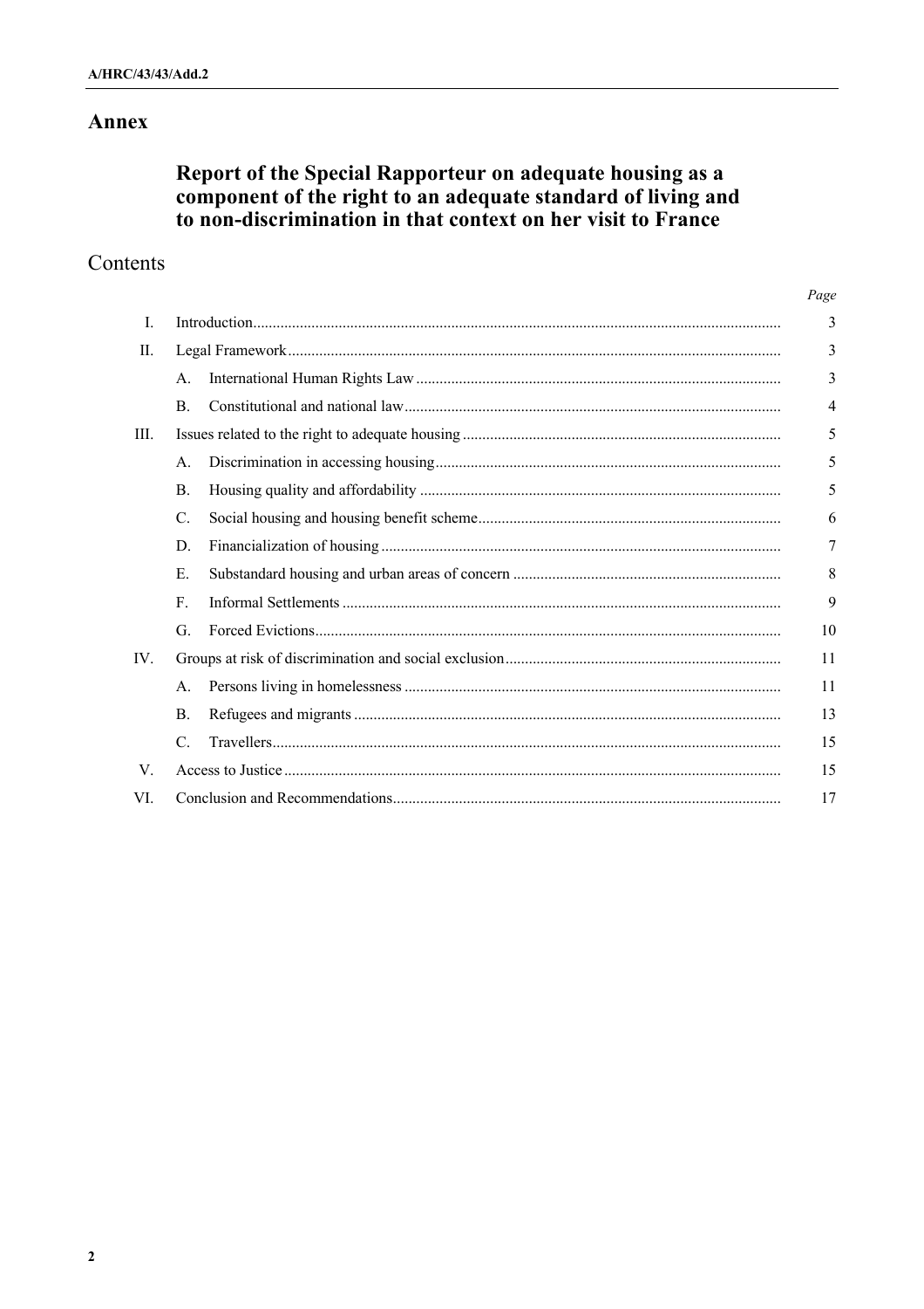# Annex

## Report of the Special Rapporteur on adequate housing as a component of the right to an adequate standard of living and to non-discrimination in that context on her visit to France

## Contents

| | | Page |
|---|---|---|
| I. | Introduction | 3 |
| II. | Legal Framework | 3 |
| | A. International Human Rights Law | 3 |
| | B. Constitutional and national law | 4 |
| III. | Issues related to the right to adequate housing | 5 |
| | A. Discrimination in accessing housing | 5 |
| | B. Housing quality and affordability | 5 |
| | C. Social housing and housing benefit scheme | 6 |
| | D. Financialization of housing | 7 |
| | E. Substandard housing and urban areas of concern | 8 |
| | F. Informal Settlements | 9 |
| | G. Forced Evictions | 10 |
| IV. | Groups at risk of discrimination and social exclusion | 11 |
| | A. Persons living in homelessness | 11 |
| | B. Refugees and migrants | 13 |
| | C. Travellers | 15 |
| V. | Access to Justice | 15 |
| VI. | Conclusion and Recommendations | 17 |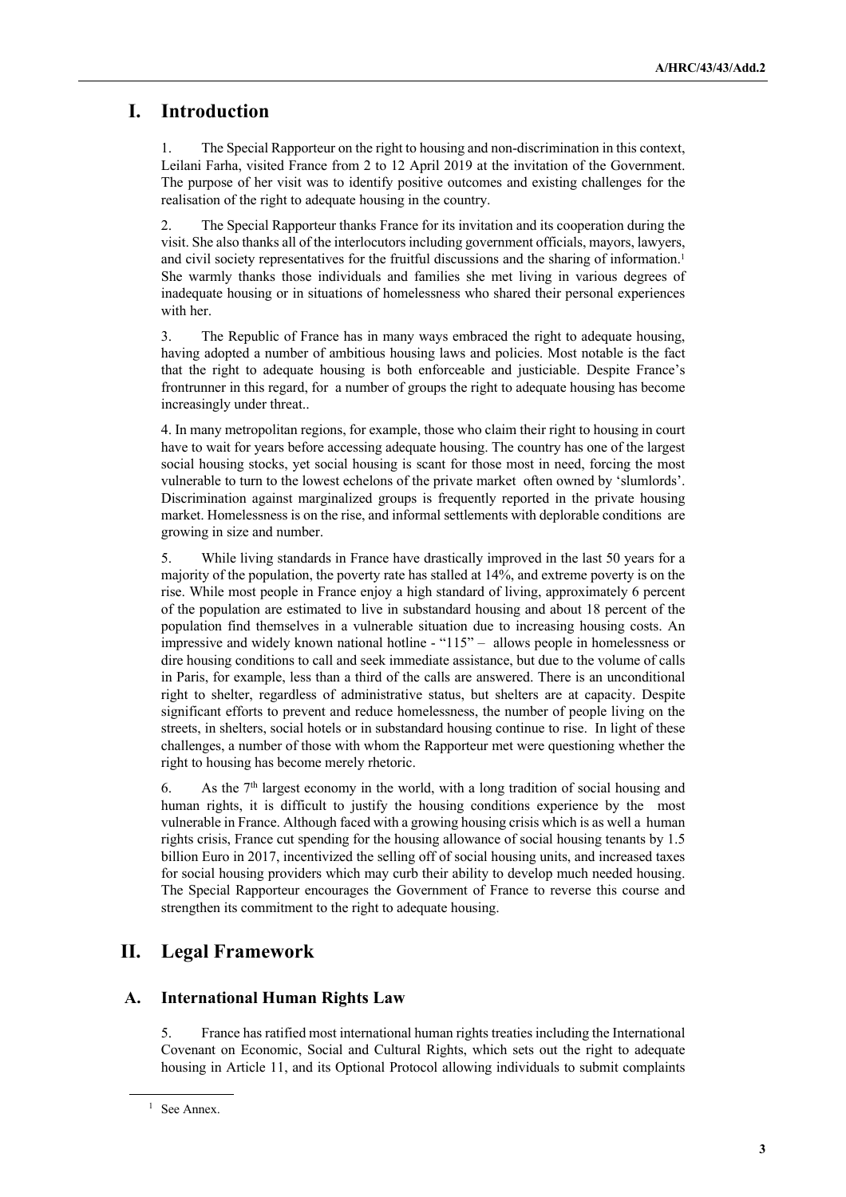# I. Introduction

1. The Special Rapporteur on the right to housing and non-discrimination in this context, Leilani Farha, visited France from 2 to 12 April 2019 at the invitation of the Government. The purpose of her visit was to identify positive outcomes and existing challenges for the realisation of the right to adequate housing in the country.

2. The Special Rapporteur thanks France for its invitation and its cooperation during the visit. She also thanks all of the interlocutors including government officials, mayors, lawyers, and civil society representatives for the fruitful discussions and the sharing of information.[1] She warmly thanks those individuals and families she met living in various degrees of inadequate housing or in situations of homelessness who shared their personal experiences with her.

3. The Republic of France has in many ways embraced the right to adequate housing, having adopted a number of ambitious housing laws and policies. Most notable is the fact that the right to adequate housing is both enforceable and justiciable. Despite France's frontrunner in this regard, for a number of groups the right to adequate housing has become increasingly under threat..

4. In many metropolitan regions, for example, those who claim their right to housing in court have to wait for years before accessing adequate housing. The country has one of the largest social housing stocks, yet social housing is scant for those most in need, forcing the most vulnerable to turn to the lowest echelons of the private market often owned by 'slumlords'. Discrimination against marginalized groups is frequently reported in the private housing market. Homelessness is on the rise, and informal settlements with deplorable conditions are growing in size and number.

5. While living standards in France have drastically improved in the last 50 years for a majority of the population, the poverty rate has stalled at 14%, and extreme poverty is on the rise. While most people in France enjoy a high standard of living, approximately 6 percent of the population are estimated to live in substandard housing and about 18 percent of the population find themselves in a vulnerable situation due to increasing housing costs. An impressive and widely known national hotline - "115" – allows people in homelessness or dire housing conditions to call and seek immediate assistance, but due to the volume of calls in Paris, for example, less than a third of the calls are answered. There is an unconditional right to shelter, regardless of administrative status, but shelters are at capacity. Despite significant efforts to prevent and reduce homelessness, the number of people living on the streets, in shelters, social hotels or in substandard housing continue to rise. In light of these challenges, a number of those with whom the Rapporteur met were questioning whether the right to housing has become merely rhetoric.

6. As the 7th largest economy in the world, with a long tradition of social housing and human rights, it is difficult to justify the housing conditions experience by the most vulnerable in France. Although faced with a growing housing crisis which is as well a human rights crisis, France cut spending for the housing allowance of social housing tenants by 1.5 billion Euro in 2017, incentivized the selling off of social housing units, and increased taxes for social housing providers which may curb their ability to develop much needed housing. The Special Rapporteur encourages the Government of France to reverse this course and strengthen its commitment to the right to adequate housing.

# II. Legal Framework

## A. International Human Rights Law

5. France has ratified most international human rights treaties including the International Covenant on Economic, Social and Cultural Rights, which sets out the right to adequate housing in Article 11, and its Optional Protocol allowing individuals to submit complaints

[1] See Annex.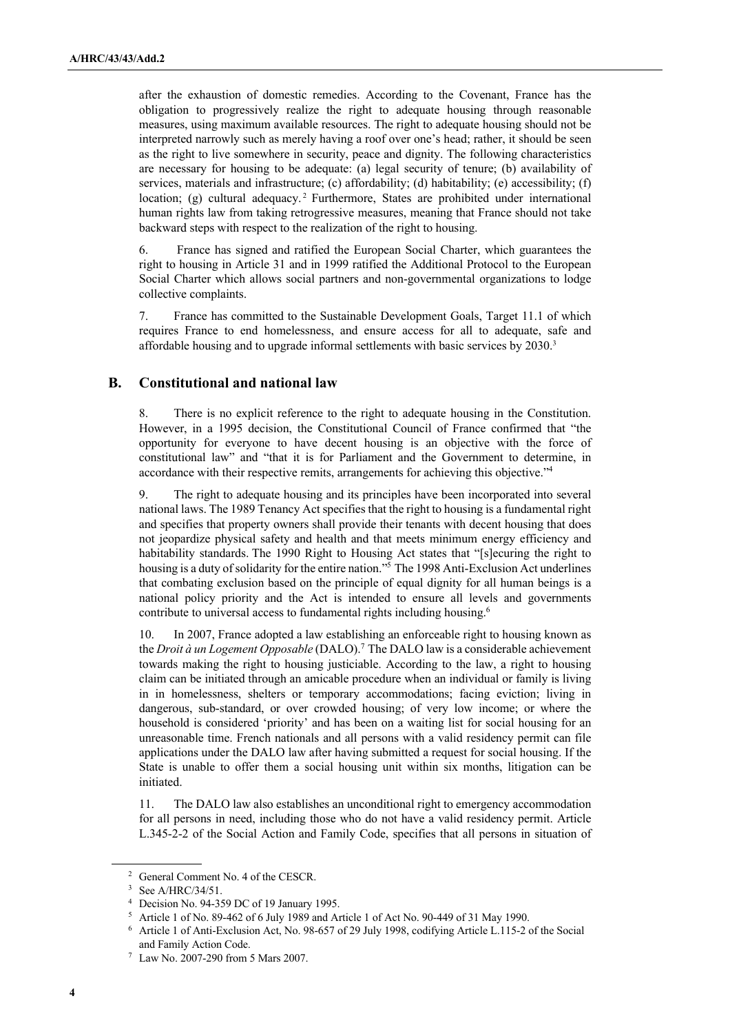after the exhaustion of domestic remedies. According to the Covenant, France has the obligation to progressively realize the right to adequate housing through reasonable measures, using maximum available resources. The right to adequate housing should not be interpreted narrowly such as merely having a roof over one's head; rather, it should be seen as the right to live somewhere in security, peace and dignity. The following characteristics are necessary for housing to be adequate: (a) legal security of tenure; (b) availability of services, materials and infrastructure; (c) affordability; (d) habitability; (e) accessibility; (f) location; (g) cultural adequacy.[2] Furthermore, States are prohibited under international human rights law from taking retrogressive measures, meaning that France should not take backward steps with respect to the realization of the right to housing.

6. France has signed and ratified the European Social Charter, which guarantees the right to housing in Article 31 and in 1999 ratified the Additional Protocol to the European Social Charter which allows social partners and non-governmental organizations to lodge collective complaints.

7. France has committed to the Sustainable Development Goals, Target 11.1 of which requires France to end homelessness, and ensure access for all to adequate, safe and affordable housing and to upgrade informal settlements with basic services by 2030.[3]

## B. Constitutional and national law

8. There is no explicit reference to the right to adequate housing in the Constitution. However, in a 1995 decision, the Constitutional Council of France confirmed that "the opportunity for everyone to have decent housing is an objective with the force of constitutional law" and "that it is for Parliament and the Government to determine, in accordance with their respective remits, arrangements for achieving this objective."[4]

9. The right to adequate housing and its principles have been incorporated into several national laws. The 1989 Tenancy Act specifies that the right to housing is a fundamental right and specifies that property owners shall provide their tenants with decent housing that does not jeopardize physical safety and health and that meets minimum energy efficiency and habitability standards. The 1990 Right to Housing Act states that "[s]ecuring the right to housing is a duty of solidarity for the entire nation."[5] The 1998 Anti-Exclusion Act underlines that combating exclusion based on the principle of equal dignity for all human beings is a national policy priority and the Act is intended to ensure all levels and governments contribute to universal access to fundamental rights including housing.[6]

10. In 2007, France adopted a law establishing an enforceable right to housing known as the *Droit à un Logement Opposable* (DALO).[7] The DALO law is a considerable achievement towards making the right to housing justiciable. According to the law, a right to housing claim can be initiated through an amicable procedure when an individual or family is living in in homelessness, shelters or temporary accommodations; facing eviction; living in dangerous, sub-standard, or over crowded housing; of very low income; or where the household is considered 'priority' and has been on a waiting list for social housing for an unreasonable time. French nationals and all persons with a valid residency permit can file applications under the DALO law after having submitted a request for social housing. If the State is unable to offer them a social housing unit within six months, litigation can be initiated.

11. The DALO law also establishes an unconditional right to emergency accommodation for all persons in need, including those who do not have a valid residency permit. Article L.345-2-2 of the Social Action and Family Code, specifies that all persons in situation of

---

[2] General Comment No. 4 of the CESCR.

[3] See A/HRC/34/51.

[4] Decision No. 94-359 DC of 19 January 1995.

[5] Article 1 of No. 89-462 of 6 July 1989 and Article 1 of Act No. 90-449 of 31 May 1990.

[6] Article 1 of Anti-Exclusion Act, No. 98-657 of 29 July 1998, codifying Article L.115-2 of the Social and Family Action Code.

[7] Law No. 2007-290 from 5 Mars 2007.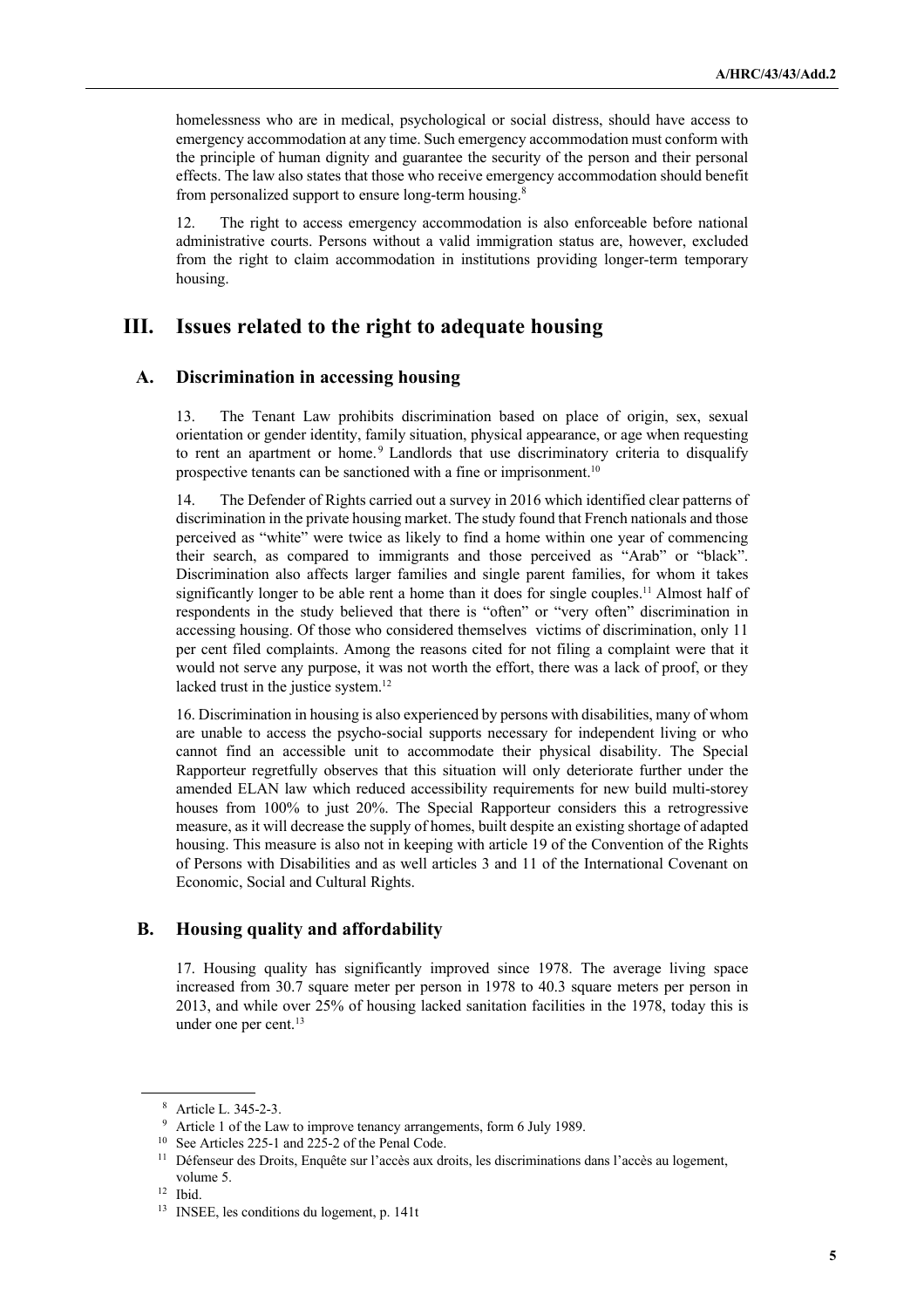homelessness who are in medical, psychological or social distress, should have access to emergency accommodation at any time. Such emergency accommodation must conform with the principle of human dignity and guarantee the security of the person and their personal effects. The law also states that those who receive emergency accommodation should benefit from personalized support to ensure long-term housing.[8]

12. The right to access emergency accommodation is also enforceable before national administrative courts. Persons without a valid immigration status are, however, excluded from the right to claim accommodation in institutions providing longer-term temporary housing.

# III. Issues related to the right to adequate housing

## A. Discrimination in accessing housing

13. The Tenant Law prohibits discrimination based on place of origin, sex, sexual orientation or gender identity, family situation, physical appearance, or age when requesting to rent an apartment or home.[9] Landlords that use discriminatory criteria to disqualify prospective tenants can be sanctioned with a fine or imprisonment.[10]

14. The Defender of Rights carried out a survey in 2016 which identified clear patterns of discrimination in the private housing market. The study found that French nationals and those perceived as "white" were twice as likely to find a home within one year of commencing their search, as compared to immigrants and those perceived as "Arab" or "black". Discrimination also affects larger families and single parent families, for whom it takes significantly longer to be able rent a home than it does for single couples.[11] Almost half of respondents in the study believed that there is "often" or "very often" discrimination in accessing housing. Of those who considered themselves victims of discrimination, only 11 per cent filed complaints. Among the reasons cited for not filing a complaint were that it would not serve any purpose, it was not worth the effort, there was a lack of proof, or they lacked trust in the justice system.[12]

16. Discrimination in housing is also experienced by persons with disabilities, many of whom are unable to access the psycho-social supports necessary for independent living or who cannot find an accessible unit to accommodate their physical disability. The Special Rapporteur regretfully observes that this situation will only deteriorate further under the amended ELAN law which reduced accessibility requirements for new build multi-storey houses from 100% to just 20%. The Special Rapporteur considers this a retrogressive measure, as it will decrease the supply of homes, built despite an existing shortage of adapted housing. This measure is also not in keeping with article 19 of the Convention of the Rights of Persons with Disabilities and as well articles 3 and 11 of the International Covenant on Economic, Social and Cultural Rights.

## B. Housing quality and affordability

17. Housing quality has significantly improved since 1978. The average living space increased from 30.7 square meter per person in 1978 to 40.3 square meters per person in 2013, and while over 25% of housing lacked sanitation facilities in the 1978, today this is under one per cent.[13]

---

[8] Article L. 345-2-3.

[9] Article 1 of the Law to improve tenancy arrangements, form 6 July 1989.

[10] See Articles 225-1 and 225-2 of the Penal Code.

[11] Défenseur des Droits, Enquête sur l'accès aux droits, les discriminations dans l'accès au logement, volume 5.

[12] Ibid.

[13] INSEE, les conditions du logement, p. 141t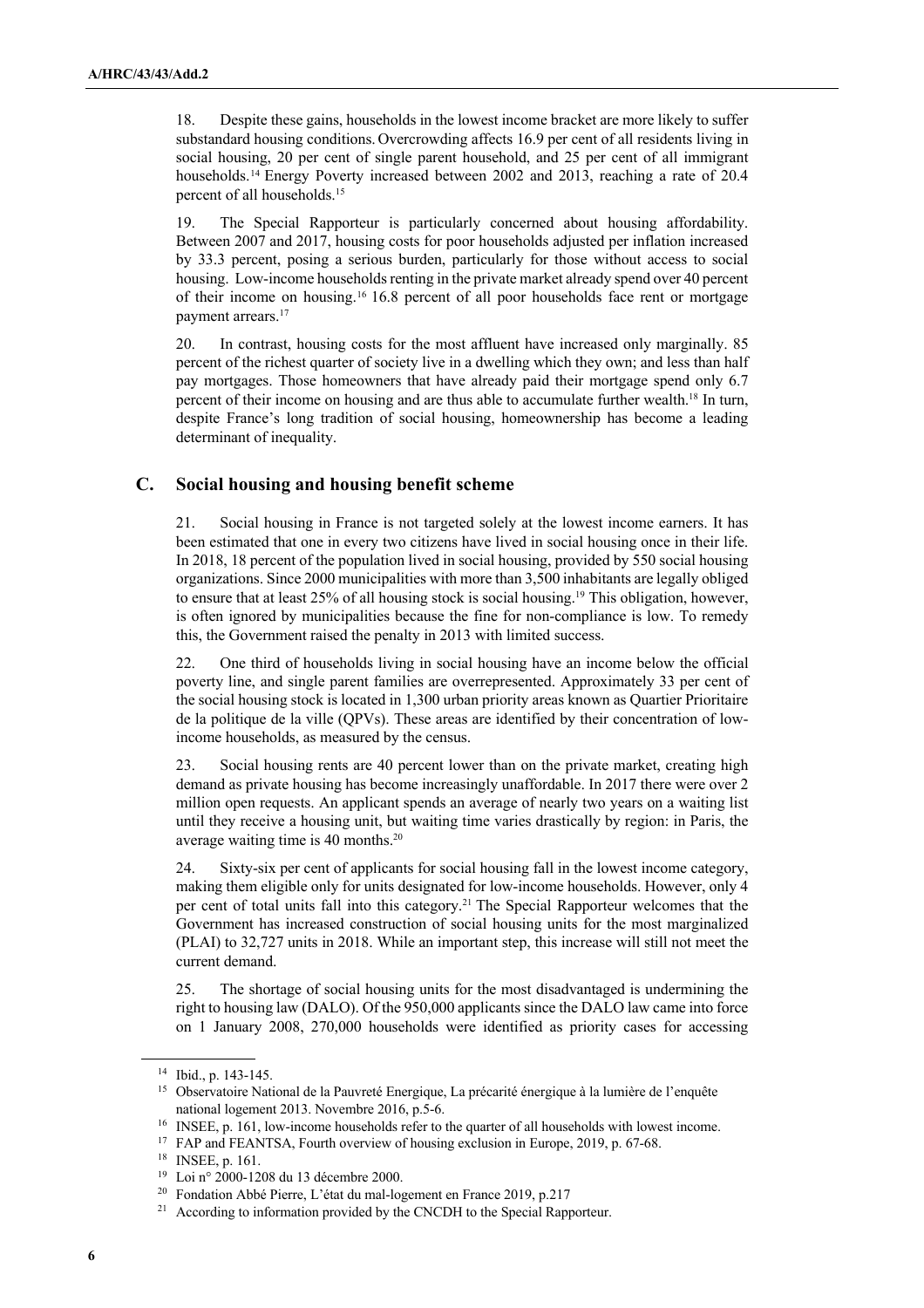18. Despite these gains, households in the lowest income bracket are more likely to suffer substandard housing conditions. Overcrowding affects 16.9 per cent of all residents living in social housing, 20 per cent of single parent household, and 25 per cent of all immigrant households.[14] Energy Poverty increased between 2002 and 2013, reaching a rate of 20.4 percent of all households.[15]

19. The Special Rapporteur is particularly concerned about housing affordability. Between 2007 and 2017, housing costs for poor households adjusted per inflation increased by 33.3 percent, posing a serious burden, particularly for those without access to social housing. Low-income households renting in the private market already spend over 40 percent of their income on housing.[16] 16.8 percent of all poor households face rent or mortgage payment arrears.[17]

20. In contrast, housing costs for the most affluent have increased only marginally. 85 percent of the richest quarter of society live in a dwelling which they own; and less than half pay mortgages. Those homeowners that have already paid their mortgage spend only 6.7 percent of their income on housing and are thus able to accumulate further wealth.[18] In turn, despite France's long tradition of social housing, homeownership has become a leading determinant of inequality.

## C. Social housing and housing benefit scheme

21. Social housing in France is not targeted solely at the lowest income earners. It has been estimated that one in every two citizens have lived in social housing once in their life. In 2018, 18 percent of the population lived in social housing, provided by 550 social housing organizations. Since 2000 municipalities with more than 3,500 inhabitants are legally obliged to ensure that at least 25% of all housing stock is social housing.[19] This obligation, however, is often ignored by municipalities because the fine for non-compliance is low. To remedy this, the Government raised the penalty in 2013 with limited success.

22. One third of households living in social housing have an income below the official poverty line, and single parent families are overrepresented. Approximately 33 per cent of the social housing stock is located in 1,300 urban priority areas known as Quartier Prioritaire de la politique de la ville (QPVs). These areas are identified by their concentration of low-income households, as measured by the census.

23. Social housing rents are 40 percent lower than on the private market, creating high demand as private housing has become increasingly unaffordable. In 2017 there were over 2 million open requests. An applicant spends an average of nearly two years on a waiting list until they receive a housing unit, but waiting time varies drastically by region: in Paris, the average waiting time is 40 months.[20]

24. Sixty-six per cent of applicants for social housing fall in the lowest income category, making them eligible only for units designated for low-income households. However, only 4 per cent of total units fall into this category.[21] The Special Rapporteur welcomes that the Government has increased construction of social housing units for the most marginalized (PLAI) to 32,727 units in 2018. While an important step, this increase will still not meet the current demand.

25. The shortage of social housing units for the most disadvantaged is undermining the right to housing law (DALO). Of the 950,000 applicants since the DALO law came into force on 1 January 2008, 270,000 households were identified as priority cases for accessing

---

[14] Ibid., p. 143-145.

[15] Observatoire National de la Pauvreté Energique, La précarité énergique à la lumière de l'enquête national logement 2013. Novembre 2016, p.5-6.

[16] INSEE, p. 161, low-income households refer to the quarter of all households with lowest income.

[17] FAP and FEANTSA, Fourth overview of housing exclusion in Europe, 2019, p. 67-68.

[18] INSEE, p. 161.

[19] Loi n° 2000-1208 du 13 décembre 2000.

[20] Fondation Abbé Pierre, L'état du mal-logement en France 2019, p.217

[21] According to information provided by the CNCDH to the Special Rapporteur.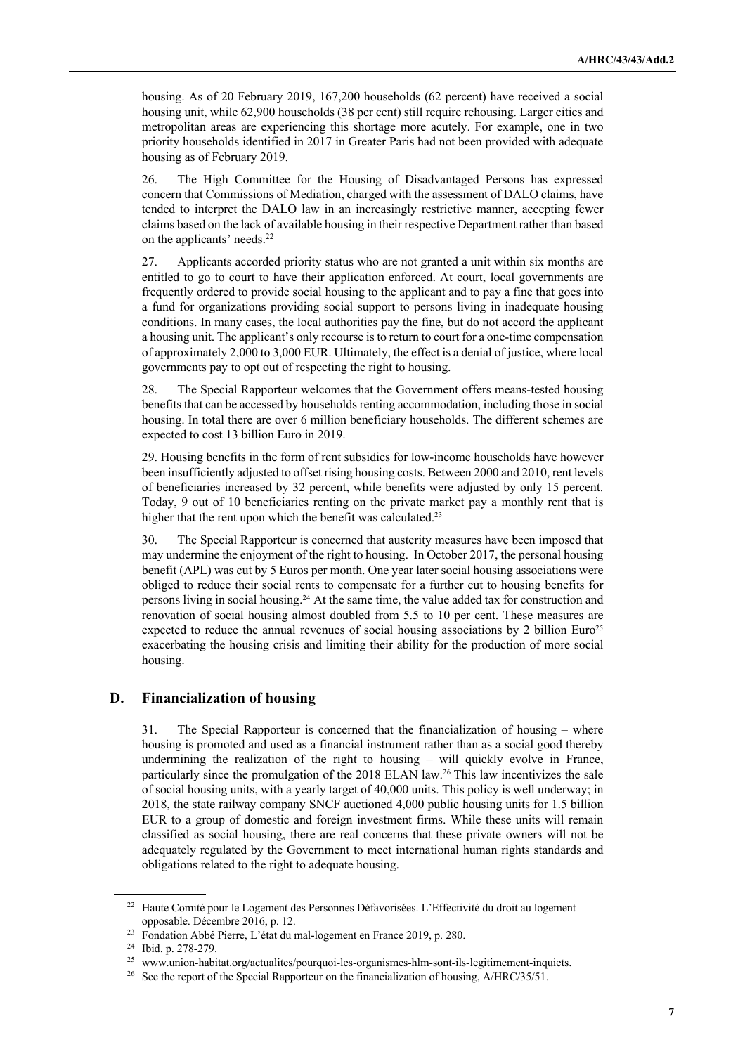housing. As of 20 February 2019, 167,200 households (62 percent) have received a social housing unit, while 62,900 households (38 per cent) still require rehousing. Larger cities and metropolitan areas are experiencing this shortage more acutely. For example, one in two priority households identified in 2017 in Greater Paris had not been provided with adequate housing as of February 2019.

26. The High Committee for the Housing of Disadvantaged Persons has expressed concern that Commissions of Mediation, charged with the assessment of DALO claims, have tended to interpret the DALO law in an increasingly restrictive manner, accepting fewer claims based on the lack of available housing in their respective Department rather than based on the applicants' needs.[22]

27. Applicants accorded priority status who are not granted a unit within six months are entitled to go to court to have their application enforced. At court, local governments are frequently ordered to provide social housing to the applicant and to pay a fine that goes into a fund for organizations providing social support to persons living in inadequate housing conditions. In many cases, the local authorities pay the fine, but do not accord the applicant a housing unit. The applicant's only recourse is to return to court for a one-time compensation of approximately 2,000 to 3,000 EUR. Ultimately, the effect is a denial of justice, where local governments pay to opt out of respecting the right to housing.

28. The Special Rapporteur welcomes that the Government offers means-tested housing benefits that can be accessed by households renting accommodation, including those in social housing. In total there are over 6 million beneficiary households. The different schemes are expected to cost 13 billion Euro in 2019.

29. Housing benefits in the form of rent subsidies for low-income households have however been insufficiently adjusted to offset rising housing costs. Between 2000 and 2010, rent levels of beneficiaries increased by 32 percent, while benefits were adjusted by only 15 percent. Today, 9 out of 10 beneficiaries renting on the private market pay a monthly rent that is higher that the rent upon which the benefit was calculated.[23]

30. The Special Rapporteur is concerned that austerity measures have been imposed that may undermine the enjoyment of the right to housing. In October 2017, the personal housing benefit (APL) was cut by 5 Euros per month. One year later social housing associations were obliged to reduce their social rents to compensate for a further cut to housing benefits for persons living in social housing.[24] At the same time, the value added tax for construction and renovation of social housing almost doubled from 5.5 to 10 per cent. These measures are expected to reduce the annual revenues of social housing associations by 2 billion Euro[25] exacerbating the housing crisis and limiting their ability for the production of more social housing.

## D. Financialization of housing

31. The Special Rapporteur is concerned that the financialization of housing – where housing is promoted and used as a financial instrument rather than as a social good thereby undermining the realization of the right to housing – will quickly evolve in France, particularly since the promulgation of the 2018 ELAN law.[26] This law incentivizes the sale of social housing units, with a yearly target of 40,000 units. This policy is well underway; in 2018, the state railway company SNCF auctioned 4,000 public housing units for 1.5 billion EUR to a group of domestic and foreign investment firms. While these units will remain classified as social housing, there are real concerns that these private owners will not be adequately regulated by the Government to meet international human rights standards and obligations related to the right to adequate housing.

---

[22] Haute Comité pour le Logement des Personnes Défavorisées. L'Effectivité du droit au logement opposable. Décembre 2016, p. 12.

[23] Fondation Abbé Pierre, L'état du mal-logement en France 2019, p. 280.

[24] Ibid. p. 278-279.

[25] www.union-habitat.org/actualites/pourquoi-les-organismes-hlm-sont-ils-legitimement-inquiets.

[26] See the report of the Special Rapporteur on the financialization of housing, A/HRC/35/51.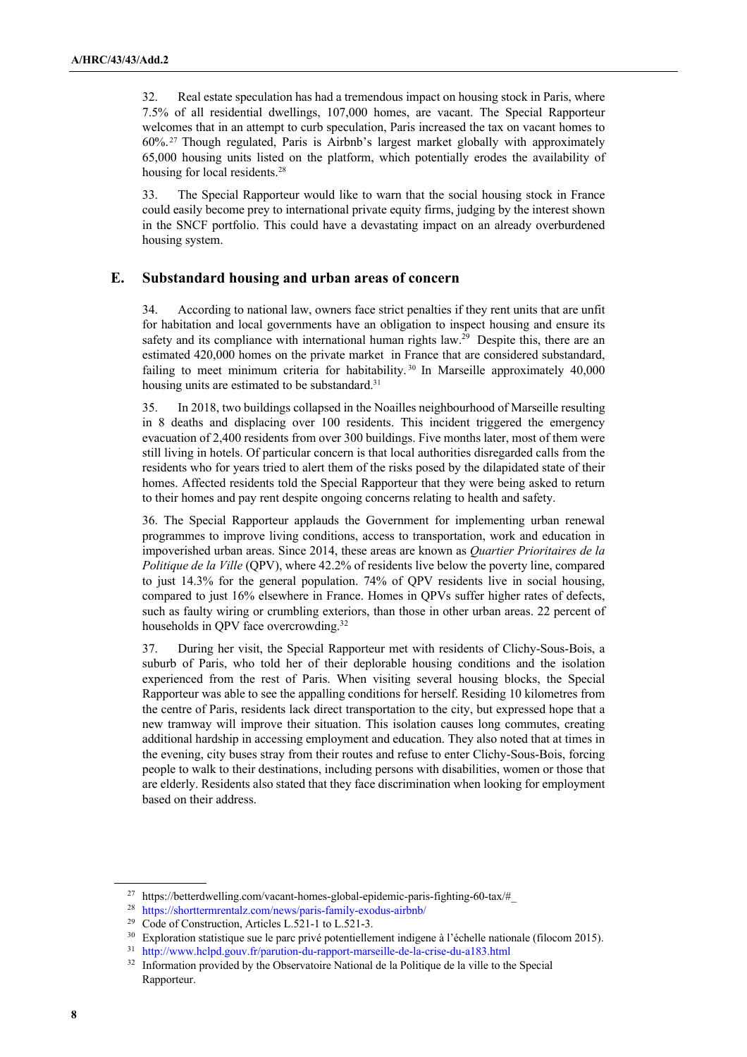32. Real estate speculation has had a tremendous impact on housing stock in Paris, where 7.5% of all residential dwellings, 107,000 homes, are vacant. The Special Rapporteur welcomes that in an attempt to curb speculation, Paris increased the tax on vacant homes to 60%.[27] Though regulated, Paris is Airbnb's largest market globally with approximately 65,000 housing units listed on the platform, which potentially erodes the availability of housing for local residents.[28]

33. The Special Rapporteur would like to warn that the social housing stock in France could easily become prey to international private equity firms, judging by the interest shown in the SNCF portfolio. This could have a devastating impact on an already overburdened housing system.

## E. Substandard housing and urban areas of concern

34. According to national law, owners face strict penalties if they rent units that are unfit for habitation and local governments have an obligation to inspect housing and ensure its safety and its compliance with international human rights law.[29] Despite this, there are an estimated 420,000 homes on the private market in France that are considered substandard, failing to meet minimum criteria for habitability.[30] In Marseille approximately 40,000 housing units are estimated to be substandard.[31]

35. In 2018, two buildings collapsed in the Noailles neighbourhood of Marseille resulting in 8 deaths and displacing over 100 residents. This incident triggered the emergency evacuation of 2,400 residents from over 300 buildings. Five months later, most of them were still living in hotels. Of particular concern is that local authorities disregarded calls from the residents who for years tried to alert them of the risks posed by the dilapidated state of their homes. Affected residents told the Special Rapporteur that they were being asked to return to their homes and pay rent despite ongoing concerns relating to health and safety.

36. The Special Rapporteur applauds the Government for implementing urban renewal programmes to improve living conditions, access to transportation, work and education in impoverished urban areas. Since 2014, these areas are known as *Quartier Prioritaires de la Politique de la Ville* (QPV), where 42.2% of residents live below the poverty line, compared to just 14.3% for the general population. 74% of QPV residents live in social housing, compared to just 16% elsewhere in France. Homes in QPVs suffer higher rates of defects, such as faulty wiring or crumbling exteriors, than those in other urban areas. 22 percent of households in QPV face overcrowding.[32]

37. During her visit, the Special Rapporteur met with residents of Clichy-Sous-Bois, a suburb of Paris, who told her of their deplorable housing conditions and the isolation experienced from the rest of Paris. When visiting several housing blocks, the Special Rapporteur was able to see the appalling conditions for herself. Residing 10 kilometres from the centre of Paris, residents lack direct transportation to the city, but expressed hope that a new tramway will improve their situation. This isolation causes long commutes, creating additional hardship in accessing employment and education. They also noted that at times in the evening, city buses stray from their routes and refuse to enter Clichy-Sous-Bois, forcing people to walk to their destinations, including persons with disabilities, women or those that are elderly. Residents also stated that they face discrimination when looking for employment based on their address.

---

[27] https://betterdwelling.com/vacant-homes-global-epidemic-paris-fighting-60-tax/#_

[28] https://shorttermrentalz.com/news/paris-family-exodus-airbnb/

[29] Code of Construction, Articles L.521-1 to L.521-3.

[30] Exploration statistique sue le parc privé potentiellement indigene à l'échelle nationale (filocom 2015).

[31] http://www.hclpd.gouv.fr/parution-du-rapport-marseille-de-la-crise-du-a183.html

[32] Information provided by the Observatoire National de la Politique de la ville to the Special Rapporteur.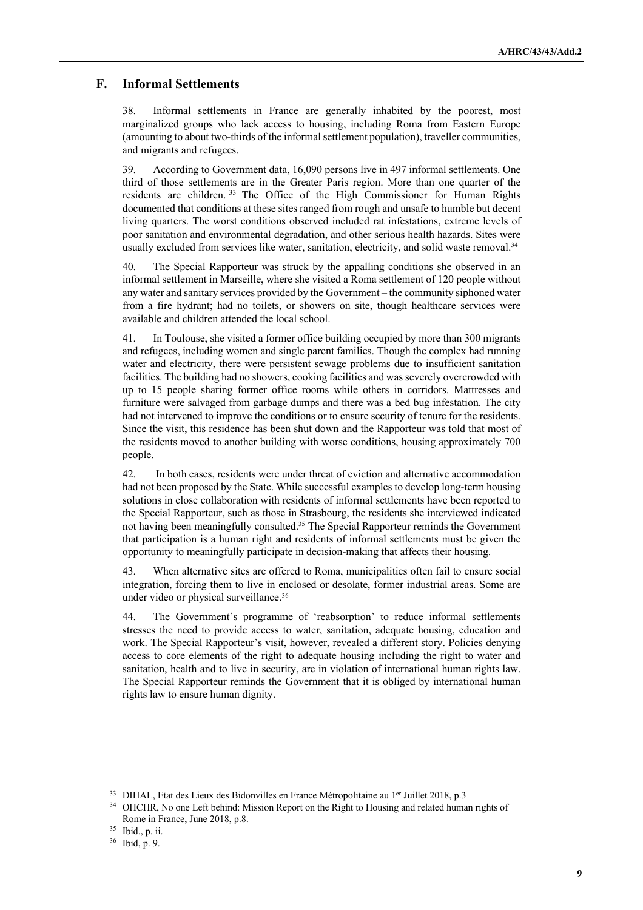## F. Informal Settlements

38. Informal settlements in France are generally inhabited by the poorest, most marginalized groups who lack access to housing, including Roma from Eastern Europe (amounting to about two-thirds of the informal settlement population), traveller communities, and migrants and refugees.

39. According to Government data, 16,090 persons live in 497 informal settlements. One third of those settlements are in the Greater Paris region. More than one quarter of the residents are children.[33] The Office of the High Commissioner for Human Rights documented that conditions at these sites ranged from rough and unsafe to humble but decent living quarters. The worst conditions observed included rat infestations, extreme levels of poor sanitation and environmental degradation, and other serious health hazards. Sites were usually excluded from services like water, sanitation, electricity, and solid waste removal.[34]

40. The Special Rapporteur was struck by the appalling conditions she observed in an informal settlement in Marseille, where she visited a Roma settlement of 120 people without any water and sanitary services provided by the Government – the community siphoned water from a fire hydrant; had no toilets, or showers on site, though healthcare services were available and children attended the local school.

41. In Toulouse, she visited a former office building occupied by more than 300 migrants and refugees, including women and single parent families. Though the complex had running water and electricity, there were persistent sewage problems due to insufficient sanitation facilities. The building had no showers, cooking facilities and was severely overcrowded with up to 15 people sharing former office rooms while others in corridors. Mattresses and furniture were salvaged from garbage dumps and there was a bed bug infestation. The city had not intervened to improve the conditions or to ensure security of tenure for the residents. Since the visit, this residence has been shut down and the Rapporteur was told that most of the residents moved to another building with worse conditions, housing approximately 700 people.

42. In both cases, residents were under threat of eviction and alternative accommodation had not been proposed by the State. While successful examples to develop long-term housing solutions in close collaboration with residents of informal settlements have been reported to the Special Rapporteur, such as those in Strasbourg, the residents she interviewed indicated not having been meaningfully consulted.[35] The Special Rapporteur reminds the Government that participation is a human right and residents of informal settlements must be given the opportunity to meaningfully participate in decision-making that affects their housing.

43. When alternative sites are offered to Roma, municipalities often fail to ensure social integration, forcing them to live in enclosed or desolate, former industrial areas. Some are under video or physical surveillance.[36]

44. The Government's programme of 'reabsorption' to reduce informal settlements stresses the need to provide access to water, sanitation, adequate housing, education and work. The Special Rapporteur's visit, however, revealed a different story. Policies denying access to core elements of the right to adequate housing including the right to water and sanitation, health and to live in security, are in violation of international human rights law. The Special Rapporteur reminds the Government that it is obliged by international human rights law to ensure human dignity.

---

[33] DIHAL, Etat des Lieux des Bidonvilles en France Métropolitaine au 1er Juillet 2018, p.3

[34] OHCHR, No one Left behind: Mission Report on the Right to Housing and related human rights of Rome in France, June 2018, p.8.

[35] Ibid., p. ii.

[36] Ibid, p. 9.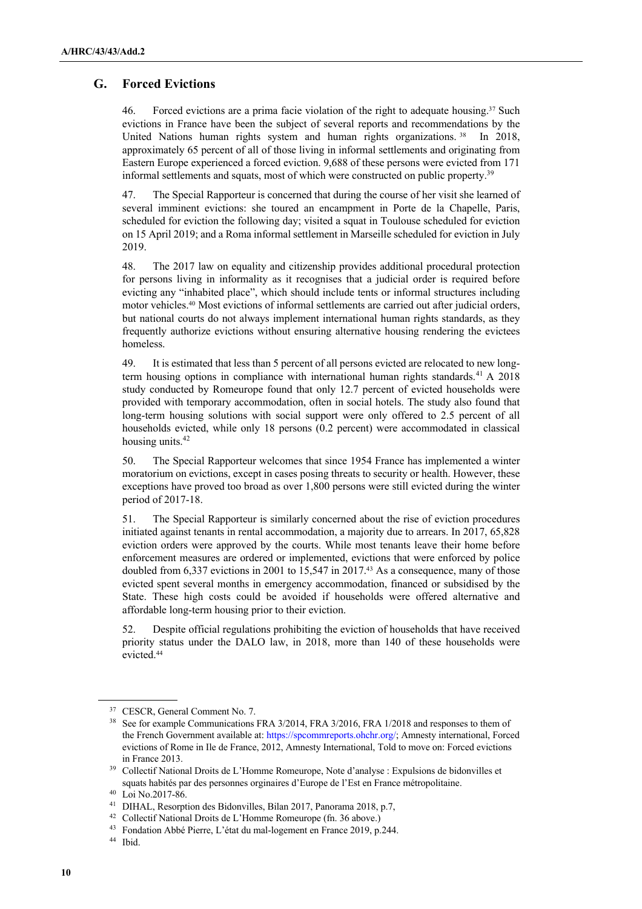## G. Forced Evictions

46. Forced evictions are a prima facie violation of the right to adequate housing.[37] Such evictions in France have been the subject of several reports and recommendations by the United Nations human rights system and human rights organizations.[38] In 2018, approximately 65 percent of all of those living in informal settlements and originating from Eastern Europe experienced a forced eviction. 9,688 of these persons were evicted from 171 informal settlements and squats, most of which were constructed on public property.[39]

47. The Special Rapporteur is concerned that during the course of her visit she learned of several imminent evictions: she toured an encampment in Porte de la Chapelle, Paris, scheduled for eviction the following day; visited a squat in Toulouse scheduled for eviction on 15 April 2019; and a Roma informal settlement in Marseille scheduled for eviction in July 2019.

48. The 2017 law on equality and citizenship provides additional procedural protection for persons living in informality as it recognises that a judicial order is required before evicting any "inhabited place", which should include tents or informal structures including motor vehicles.[40] Most evictions of informal settlements are carried out after judicial orders, but national courts do not always implement international human rights standards, as they frequently authorize evictions without ensuring alternative housing rendering the evictees homeless.

49. It is estimated that less than 5 percent of all persons evicted are relocated to new long-term housing options in compliance with international human rights standards.[41] A 2018 study conducted by Romeurope found that only 12.7 percent of evicted households were provided with temporary accommodation, often in social hotels. The study also found that long-term housing solutions with social support were only offered to 2.5 percent of all households evicted, while only 18 persons (0.2 percent) were accommodated in classical housing units.[42]

50. The Special Rapporteur welcomes that since 1954 France has implemented a winter moratorium on evictions, except in cases posing threats to security or health. However, these exceptions have proved too broad as over 1,800 persons were still evicted during the winter period of 2017-18.

51. The Special Rapporteur is similarly concerned about the rise of eviction procedures initiated against tenants in rental accommodation, a majority due to arrears. In 2017, 65,828 eviction orders were approved by the courts. While most tenants leave their home before enforcement measures are ordered or implemented, evictions that were enforced by police doubled from 6,337 evictions in 2001 to 15,547 in 2017.[43] As a consequence, many of those evicted spent several months in emergency accommodation, financed or subsidised by the State. These high costs could be avoided if households were offered alternative and affordable long-term housing prior to their eviction.

52. Despite official regulations prohibiting the eviction of households that have received priority status under the DALO law, in 2018, more than 140 of these households were evicted.[44]

---

[37] CESCR, General Comment No. 7.

[38] See for example Communications FRA 3/2014, FRA 3/2016, FRA 1/2018 and responses to them of the French Government available at: https://spcommreports.ohchr.org/; Amnesty international, Forced evictions of Rome in Ile de France, 2012, Amnesty International, Told to move on: Forced evictions in France 2013.

[39] Collectif National Droits de L'Homme Romeurope, Note d'analyse : Expulsions de bidonvilles et squats habités par des personnes orginaires d'Europe de l'Est en France métropolitaine.

[40] Loi No.2017-86.

[41] DIHAL, Resorption des Bidonvilles, Bilan 2017, Panorama 2018, p.7,

[42] Collectif National Droits de L'Homme Romeurope (fn. 36 above.)

[43] Fondation Abbé Pierre, L'état du mal-logement en France 2019, p.244.

[44] Ibid.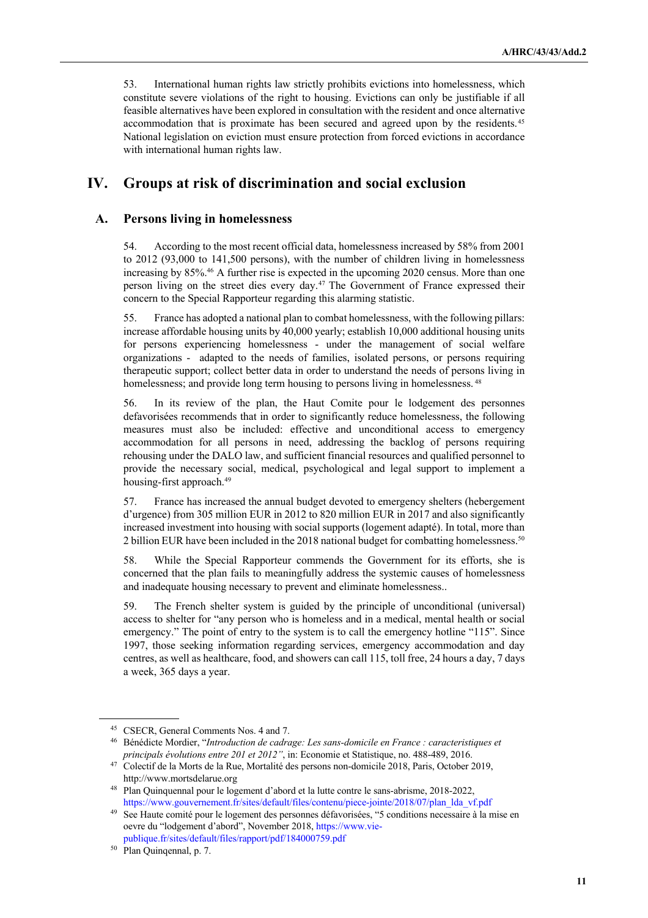53. International human rights law strictly prohibits evictions into homelessness, which constitute severe violations of the right to housing. Evictions can only be justifiable if all feasible alternatives have been explored in consultation with the resident and once alternative accommodation that is proximate has been secured and agreed upon by the residents.[45] National legislation on eviction must ensure protection from forced evictions in accordance with international human rights law.

# IV. Groups at risk of discrimination and social exclusion

## A. Persons living in homelessness

54. According to the most recent official data, homelessness increased by 58% from 2001 to 2012 (93,000 to 141,500 persons), with the number of children living in homelessness increasing by 85%.[46] A further rise is expected in the upcoming 2020 census. More than one person living on the street dies every day.[47] The Government of France expressed their concern to the Special Rapporteur regarding this alarming statistic.

55. France has adopted a national plan to combat homelessness, with the following pillars: increase affordable housing units by 40,000 yearly; establish 10,000 additional housing units for persons experiencing homelessness - under the management of social welfare organizations - adapted to the needs of families, isolated persons, or persons requiring therapeutic support; collect better data in order to understand the needs of persons living in homelessness; and provide long term housing to persons living in homelessness.[48]

56. In its review of the plan, the Haut Comite pour le lodgement des personnes defavorisées recommends that in order to significantly reduce homelessness, the following measures must also be included: effective and unconditional access to emergency accommodation for all persons in need, addressing the backlog of persons requiring rehousing under the DALO law, and sufficient financial resources and qualified personnel to provide the necessary social, medical, psychological and legal support to implement a housing-first approach.[49]

57. France has increased the annual budget devoted to emergency shelters (hebergement d'urgence) from 305 million EUR in 2012 to 820 million EUR in 2017 and also significantly increased investment into housing with social supports (logement adapté). In total, more than 2 billion EUR have been included in the 2018 national budget for combatting homelessness.[50]

58. While the Special Rapporteur commends the Government for its efforts, she is concerned that the plan fails to meaningfully address the systemic causes of homelessness and inadequate housing necessary to prevent and eliminate homelessness..

59. The French shelter system is guided by the principle of unconditional (universal) access to shelter for "any person who is homeless and in a medical, mental health or social emergency." The point of entry to the system is to call the emergency hotline "115". Since 1997, those seeking information regarding services, emergency accommodation and day centres, as well as healthcare, food, and showers can call 115, toll free, 24 hours a day, 7 days a week, 365 days a year.

---

[45] CSECR, General Comments Nos. 4 and 7.

[46] Bénédicte Mordier, "*Introduction de cadrage: Les sans-domicile en France : caracteristiques et principals évolutions entre 201 et 2012"*, in: Economie et Statistique, no. 488-489, 2016.

[47] Colectif de la Morts de la Rue, Mortalité des persons non-domicile 2018, Paris, October 2019, http://www.mortsdelarue.org

[48] Plan Quinquennal pour le logement d'abord et la lutte contre le sans-abrisme, 2018-2022, https://www.gouvernement.fr/sites/default/files/contenu/piece-jointe/2018/07/plan_lda_vf.pdf

[49] See Haute comité pour le logement des personnes défavorisées, "5 conditions necessaire à la mise en oevre du "lodgement d'abord", November 2018, https://www.vie-publique.fr/sites/default/files/rapport/pdf/184000759.pdf

[50] Plan Quinqennal, p. 7.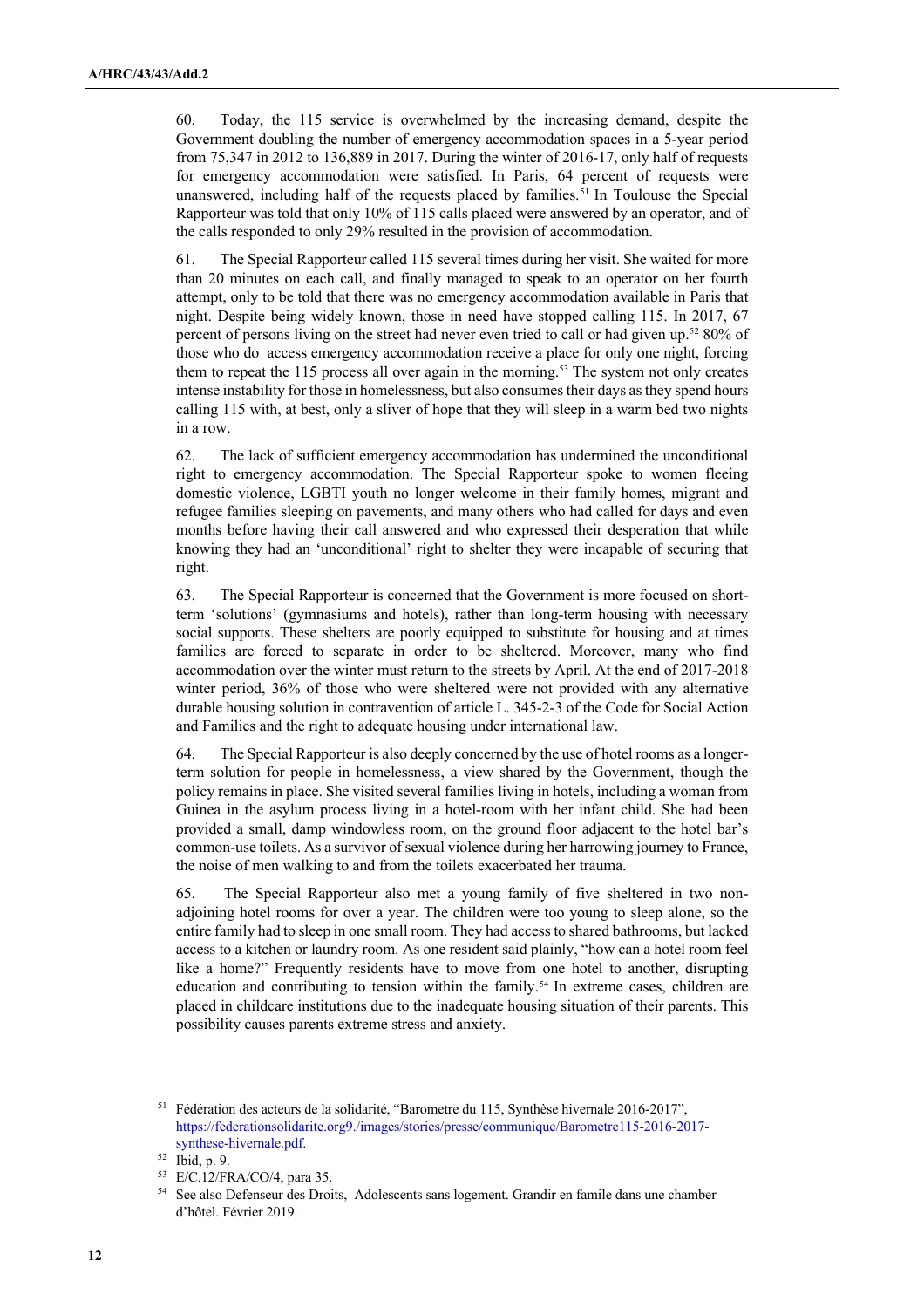60. Today, the 115 service is overwhelmed by the increasing demand, despite the Government doubling the number of emergency accommodation spaces in a 5-year period from 75,347 in 2012 to 136,889 in 2017. During the winter of 2016-17, only half of requests for emergency accommodation were satisfied. In Paris, 64 percent of requests were unanswered, including half of the requests placed by families.[51] In Toulouse the Special Rapporteur was told that only 10% of 115 calls placed were answered by an operator, and of the calls responded to only 29% resulted in the provision of accommodation.

61. The Special Rapporteur called 115 several times during her visit. She waited for more than 20 minutes on each call, and finally managed to speak to an operator on her fourth attempt, only to be told that there was no emergency accommodation available in Paris that night. Despite being widely known, those in need have stopped calling 115. In 2017, 67 percent of persons living on the street had never even tried to call or had given up.[52] 80% of those who do access emergency accommodation receive a place for only one night, forcing them to repeat the 115 process all over again in the morning.[53] The system not only creates intense instability for those in homelessness, but also consumes their days as they spend hours calling 115 with, at best, only a sliver of hope that they will sleep in a warm bed two nights in a row.

62. The lack of sufficient emergency accommodation has undermined the unconditional right to emergency accommodation. The Special Rapporteur spoke to women fleeing domestic violence, LGBTI youth no longer welcome in their family homes, migrant and refugee families sleeping on pavements, and many others who had called for days and even months before having their call answered and who expressed their desperation that while knowing they had an 'unconditional' right to shelter they were incapable of securing that right.

63. The Special Rapporteur is concerned that the Government is more focused on short-term 'solutions' (gymnasiums and hotels), rather than long-term housing with necessary social supports. These shelters are poorly equipped to substitute for housing and at times families are forced to separate in order to be sheltered. Moreover, many who find accommodation over the winter must return to the streets by April. At the end of 2017-2018 winter period, 36% of those who were sheltered were not provided with any alternative durable housing solution in contravention of article L. 345-2-3 of the Code for Social Action and Families and the right to adequate housing under international law.

64. The Special Rapporteur is also deeply concerned by the use of hotel rooms as a longer-term solution for people in homelessness, a view shared by the Government, though the policy remains in place. She visited several families living in hotels, including a woman from Guinea in the asylum process living in a hotel-room with her infant child. She had been provided a small, damp windowless room, on the ground floor adjacent to the hotel bar's common-use toilets. As a survivor of sexual violence during her harrowing journey to France, the noise of men walking to and from the toilets exacerbated her trauma.

65. The Special Rapporteur also met a young family of five sheltered in two non-adjoining hotel rooms for over a year. The children were too young to sleep alone, so the entire family had to sleep in one small room. They had access to shared bathrooms, but lacked access to a kitchen or laundry room. As one resident said plainly, "how can a hotel room feel like a home?" Frequently residents have to move from one hotel to another, disrupting education and contributing to tension within the family.[54] In extreme cases, children are placed in childcare institutions due to the inadequate housing situation of their parents. This possibility causes parents extreme stress and anxiety.

---

[51] Fédération des acteurs de la solidarité, "Barometre du 115, Synthèse hivernale 2016-2017", https://federationsolidarite.org9./images/stories/presse/communique/Barometre115-2016-2017-synthese-hivernale.pdf.

[52] Ibid, p. 9.

[53] E/C.12/FRA/CO/4, para 35.

[54] See also Defenseur des Droits, Adolescents sans logement. Grandir en famile dans une chamber d'hôtel. Février 2019.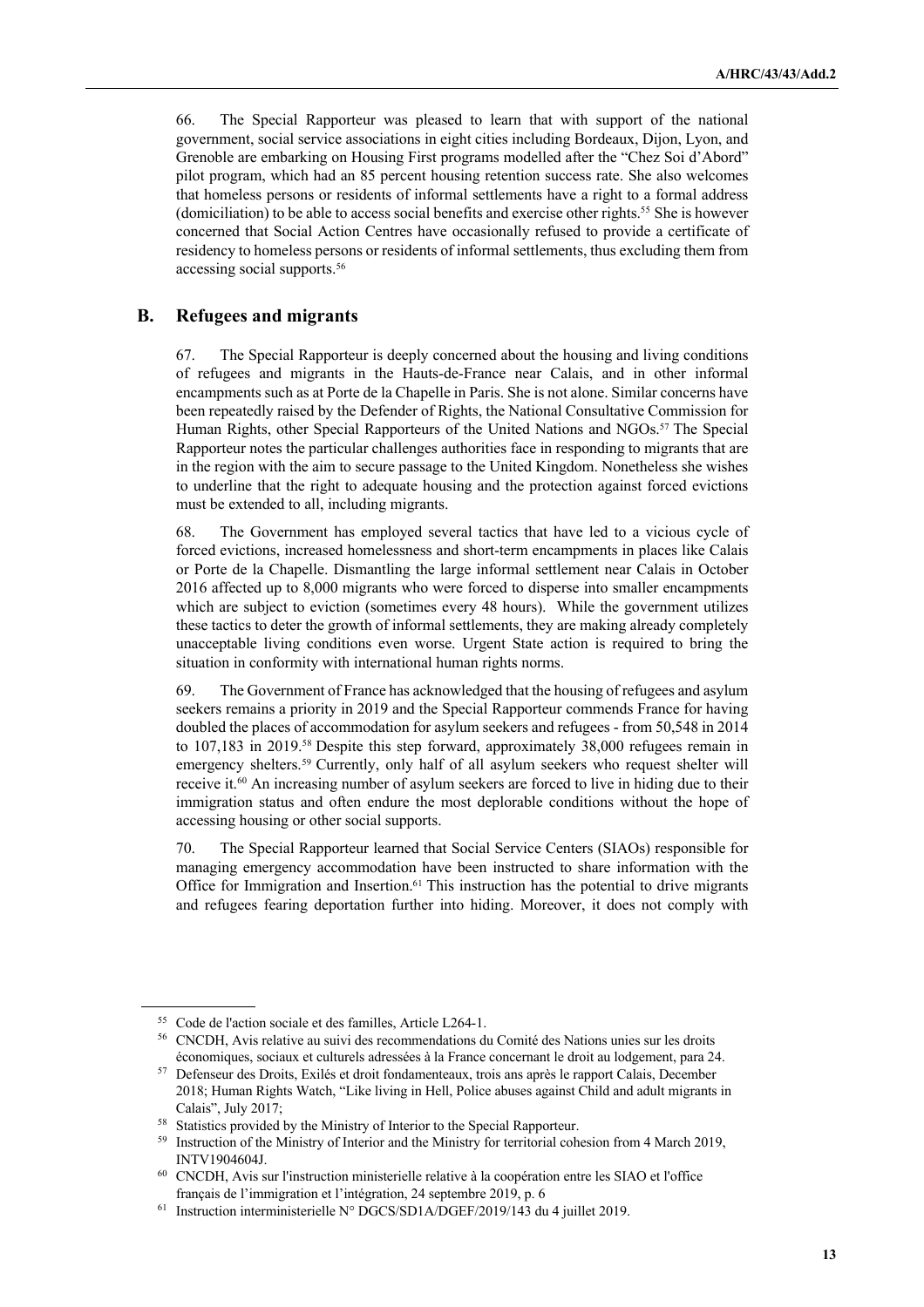66. The Special Rapporteur was pleased to learn that with support of the national government, social service associations in eight cities including Bordeaux, Dijon, Lyon, and Grenoble are embarking on Housing First programs modelled after the "Chez Soi d'Abord" pilot program, which had an 85 percent housing retention success rate. She also welcomes that homeless persons or residents of informal settlements have a right to a formal address (domiciliation) to be able to access social benefits and exercise other rights.[55] She is however concerned that Social Action Centres have occasionally refused to provide a certificate of residency to homeless persons or residents of informal settlements, thus excluding them from accessing social supports.[56]

## B. Refugees and migrants

67. The Special Rapporteur is deeply concerned about the housing and living conditions of refugees and migrants in the Hauts-de-France near Calais, and in other informal encampments such as at Porte de la Chapelle in Paris. She is not alone. Similar concerns have been repeatedly raised by the Defender of Rights, the National Consultative Commission for Human Rights, other Special Rapporteurs of the United Nations and NGOs.[57] The Special Rapporteur notes the particular challenges authorities face in responding to migrants that are in the region with the aim to secure passage to the United Kingdom. Nonetheless she wishes to underline that the right to adequate housing and the protection against forced evictions must be extended to all, including migrants.

68. The Government has employed several tactics that have led to a vicious cycle of forced evictions, increased homelessness and short-term encampments in places like Calais or Porte de la Chapelle. Dismantling the large informal settlement near Calais in October 2016 affected up to 8,000 migrants who were forced to disperse into smaller encampments which are subject to eviction (sometimes every 48 hours). While the government utilizes these tactics to deter the growth of informal settlements, they are making already completely unacceptable living conditions even worse. Urgent State action is required to bring the situation in conformity with international human rights norms.

69. The Government of France has acknowledged that the housing of refugees and asylum seekers remains a priority in 2019 and the Special Rapporteur commends France for having doubled the places of accommodation for asylum seekers and refugees - from 50,548 in 2014 to 107,183 in 2019.[58] Despite this step forward, approximately 38,000 refugees remain in emergency shelters.[59] Currently, only half of all asylum seekers who request shelter will receive it.[60] An increasing number of asylum seekers are forced to live in hiding due to their immigration status and often endure the most deplorable conditions without the hope of accessing housing or other social supports.

70. The Special Rapporteur learned that Social Service Centers (SIAOs) responsible for managing emergency accommodation have been instructed to share information with the Office for Immigration and Insertion.[61] This instruction has the potential to drive migrants and refugees fearing deportation further into hiding. Moreover, it does not comply with

---

[55] Code de l'action sociale et des familles, Article L264-1.

[56] CNCDH, Avis relative au suivi des recommendations du Comité des Nations unies sur les droits économiques, sociaux et culturels adressées à la France concernant le droit au lodgement, para 24.

[57] Defenseur des Droits, Exilés et droit fondamenteaux, trois ans après le rapport Calais, December 2018; Human Rights Watch, "Like living in Hell, Police abuses against Child and adult migrants in Calais", July 2017;

[58] Statistics provided by the Ministry of Interior to the Special Rapporteur.

[59] Instruction of the Ministry of Interior and the Ministry for territorial cohesion from 4 March 2019, INTV1904604J.

[60] CNCDH, Avis sur l'instruction ministerielle relative à la coopération entre les SIAO et l'office français de l'immigration et l'intégration, 24 septembre 2019, p. 6

[61] Instruction interministerielle N° DGCS/SD1A/DGEF/2019/143 du 4 juillet 2019.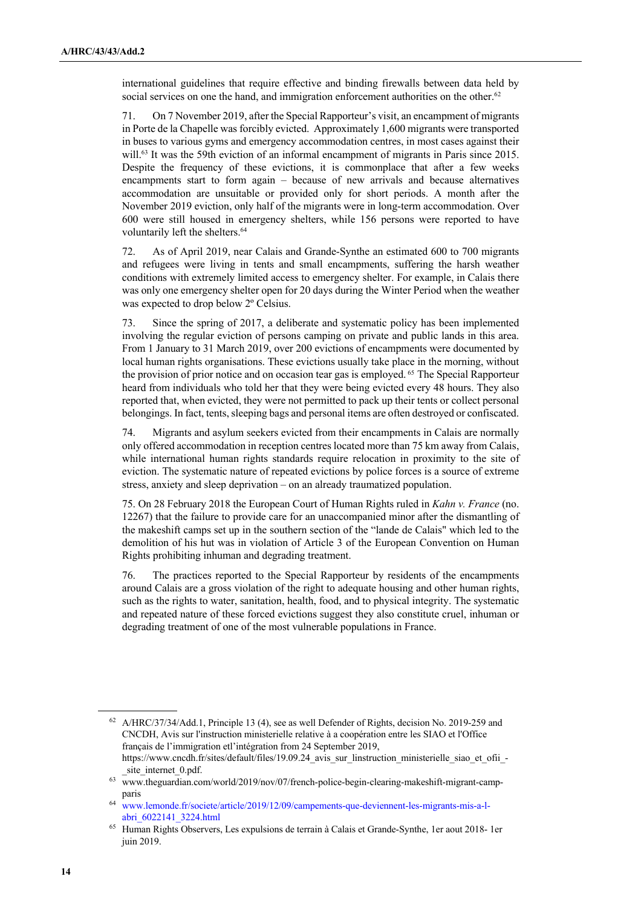international guidelines that require effective and binding firewalls between data held by social services on one the hand, and immigration enforcement authorities on the other.[62]

71. On 7 November 2019, after the Special Rapporteur's visit, an encampment of migrants in Porte de la Chapelle was forcibly evicted. Approximately 1,600 migrants were transported in buses to various gyms and emergency accommodation centres, in most cases against their will.[63] It was the 59th eviction of an informal encampment of migrants in Paris since 2015. Despite the frequency of these evictions, it is commonplace that after a few weeks encampments start to form again – because of new arrivals and because alternatives accommodation are unsuitable or provided only for short periods. A month after the November 2019 eviction, only half of the migrants were in long-term accommodation. Over 600 were still housed in emergency shelters, while 156 persons were reported to have voluntarily left the shelters.[64]

72. As of April 2019, near Calais and Grande-Synthe an estimated 600 to 700 migrants and refugees were living in tents and small encampments, suffering the harsh weather conditions with extremely limited access to emergency shelter. For example, in Calais there was only one emergency shelter open for 20 days during the Winter Period when the weather was expected to drop below 2º Celsius.

73. Since the spring of 2017, a deliberate and systematic policy has been implemented involving the regular eviction of persons camping on private and public lands in this area. From 1 January to 31 March 2019, over 200 evictions of encampments were documented by local human rights organisations. These evictions usually take place in the morning, without the provision of prior notice and on occasion tear gas is employed.[65] The Special Rapporteur heard from individuals who told her that they were being evicted every 48 hours. They also reported that, when evicted, they were not permitted to pack up their tents or collect personal belongings. In fact, tents, sleeping bags and personal items are often destroyed or confiscated.

74. Migrants and asylum seekers evicted from their encampments in Calais are normally only offered accommodation in reception centres located more than 75 km away from Calais, while international human rights standards require relocation in proximity to the site of eviction. The systematic nature of repeated evictions by police forces is a source of extreme stress, anxiety and sleep deprivation – on an already traumatized population.

75. On 28 February 2018 the European Court of Human Rights ruled in *Kahn v. France* (no. 12267) that the failure to provide care for an unaccompanied minor after the dismantling of the makeshift camps set up in the southern section of the "lande de Calais" which led to the demolition of his hut was in violation of Article 3 of the European Convention on Human Rights prohibiting inhuman and degrading treatment.

76. The practices reported to the Special Rapporteur by residents of the encampments around Calais are a gross violation of the right to adequate housing and other human rights, such as the rights to water, sanitation, health, food, and to physical integrity. The systematic and repeated nature of these forced evictions suggest they also constitute cruel, inhuman or degrading treatment of one of the most vulnerable populations in France.

---

[62] A/HRC/37/34/Add.1, Principle 13 (4), see as well Defender of Rights, decision No. 2019-259 and CNCDH, Avis sur l'instruction ministerielle relative à a coopération entre les SIAO et l'Office français de l'immigration etl'intégration from 24 September 2019, https://www.cncdh.fr/sites/default/files/19.09.24_avis_sur_linstruction_ministerielle_siao_et_ofii_-_site_internet_0.pdf.

[63] www.theguardian.com/world/2019/nov/07/french-police-begin-clearing-makeshift-migrant-camp-paris

[64] www.lemonde.fr/societe/article/2019/12/09/campements-que-deviennent-les-migrants-mis-a-l-abri_6022141_3224.html

[65] Human Rights Observers, Les expulsions de terrain à Calais et Grande-Synthe, 1er aout 2018- 1er juin 2019.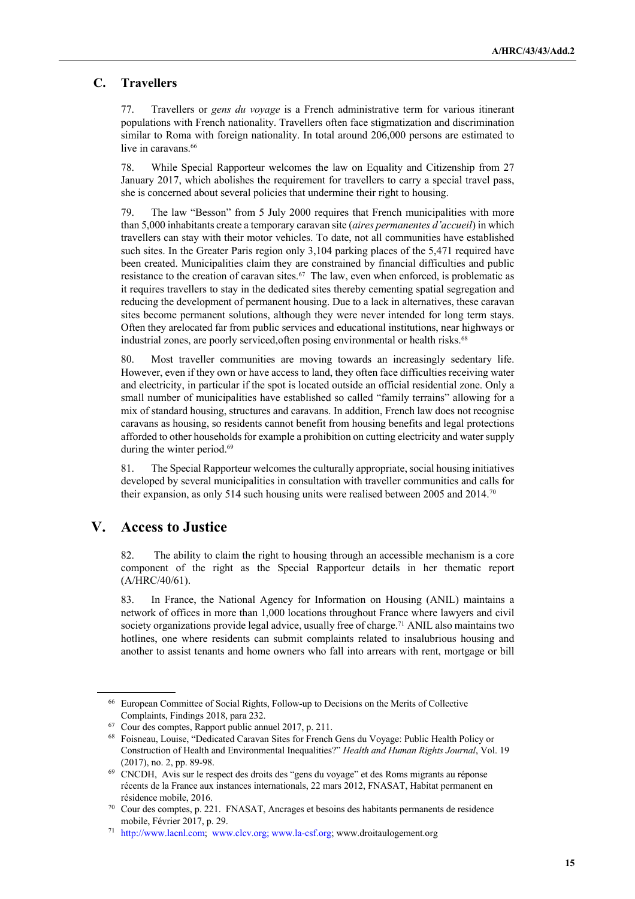### C. Travellers

77. Travellers or *gens du voyage* is a French administrative term for various itinerant populations with French nationality. Travellers often face stigmatization and discrimination similar to Roma with foreign nationality. In total around 206,000 persons are estimated to live in caravans.[66]

78. While Special Rapporteur welcomes the law on Equality and Citizenship from 27 January 2017, which abolishes the requirement for travellers to carry a special travel pass, she is concerned about several policies that undermine their right to housing.

79. The law "Besson" from 5 July 2000 requires that French municipalities with more than 5,000 inhabitants create a temporary caravan site (*aires permanentes d'accueil*) in which travellers can stay with their motor vehicles. To date, not all communities have established such sites. In the Greater Paris region only 3,104 parking places of the 5,471 required have been created. Municipalities claim they are constrained by financial difficulties and public resistance to the creation of caravan sites.[67] The law, even when enforced, is problematic as it requires travellers to stay in the dedicated sites thereby cementing spatial segregation and reducing the development of permanent housing. Due to a lack in alternatives, these caravan sites become permanent solutions, although they were never intended for long term stays. Often they arelocated far from public services and educational institutions, near highways or industrial zones, are poorly serviced,often posing environmental or health risks.[68]

80. Most traveller communities are moving towards an increasingly sedentary life. However, even if they own or have access to land, they often face difficulties receiving water and electricity, in particular if the spot is located outside an official residential zone. Only a small number of municipalities have established so called "family terrains" allowing for a mix of standard housing, structures and caravans. In addition, French law does not recognise caravans as housing, so residents cannot benefit from housing benefits and legal protections afforded to other households for example a prohibition on cutting electricity and water supply during the winter period.[69]

81. The Special Rapporteur welcomes the culturally appropriate, social housing initiatives developed by several municipalities in consultation with traveller communities and calls for their expansion, as only 514 such housing units were realised between 2005 and 2014.[70]

## V. Access to Justice

82. The ability to claim the right to housing through an accessible mechanism is a core component of the right as the Special Rapporteur details in her thematic report (A/HRC/40/61).

83. In France, the National Agency for Information on Housing (ANIL) maintains a network of offices in more than 1,000 locations throughout France where lawyers and civil society organizations provide legal advice, usually free of charge.[71] ANIL also maintains two hotlines, one where residents can submit complaints related to insalubrious housing and another to assist tenants and home owners who fall into arrears with rent, mortgage or bill

---

[66] European Committee of Social Rights, Follow-up to Decisions on the Merits of Collective Complaints, Findings 2018, para 232.

[67] Cour des comptes, Rapport public annuel 2017, p. 211.

[68] Foisneau, Louise, "Dedicated Caravan Sites for French Gens du Voyage: Public Health Policy or Construction of Health and Environmental Inequalities?" *Health and Human Rights Journal*, Vol. 19 (2017), no. 2, pp. 89-98.

[69] CNCDH, Avis sur le respect des droits des "gens du voyage" et des Roms migrants au réponse récents de la France aux instances internationals, 22 mars 2012, FNASAT, Habitat permanent en résidence mobile, 2016.

[70] Cour des comptes, p. 221. FNASAT, Ancrages et besoins des habitants permanents de residence mobile, Février 2017, p. 29.

[71] http://www.lacnl.com; www.clcv.org; www.la-csf.org; www.droitaulogement.org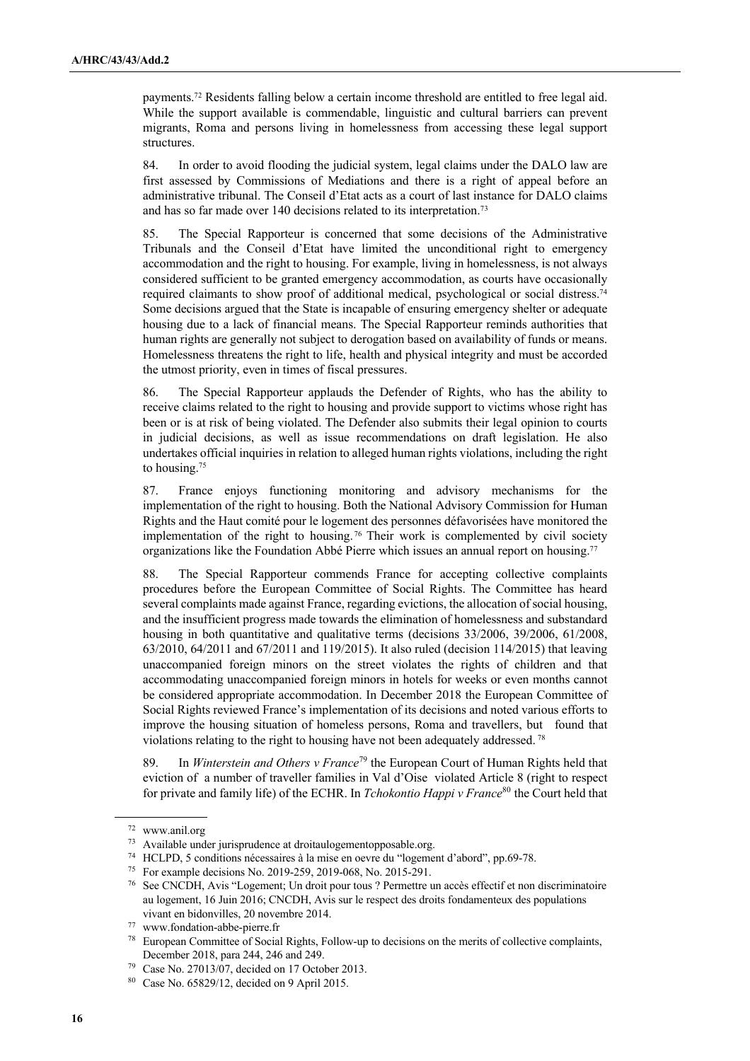payments.[72] Residents falling below a certain income threshold are entitled to free legal aid. While the support available is commendable, linguistic and cultural barriers can prevent migrants, Roma and persons living in homelessness from accessing these legal support structures.

84. In order to avoid flooding the judicial system, legal claims under the DALO law are first assessed by Commissions of Mediations and there is a right of appeal before an administrative tribunal. The Conseil d'Etat acts as a court of last instance for DALO claims and has so far made over 140 decisions related to its interpretation.[73]

85. The Special Rapporteur is concerned that some decisions of the Administrative Tribunals and the Conseil d'Etat have limited the unconditional right to emergency accommodation and the right to housing. For example, living in homelessness, is not always considered sufficient to be granted emergency accommodation, as courts have occasionally required claimants to show proof of additional medical, psychological or social distress.[74] Some decisions argued that the State is incapable of ensuring emergency shelter or adequate housing due to a lack of financial means. The Special Rapporteur reminds authorities that human rights are generally not subject to derogation based on availability of funds or means. Homelessness threatens the right to life, health and physical integrity and must be accorded the utmost priority, even in times of fiscal pressures.

86. The Special Rapporteur applauds the Defender of Rights, who has the ability to receive claims related to the right to housing and provide support to victims whose right has been or is at risk of being violated. The Defender also submits their legal opinion to courts in judicial decisions, as well as issue recommendations on draft legislation. He also undertakes official inquiries in relation to alleged human rights violations, including the right to housing.[75]

87. France enjoys functioning monitoring and advisory mechanisms for the implementation of the right to housing. Both the National Advisory Commission for Human Rights and the Haut comité pour le logement des personnes défavorisées have monitored the implementation of the right to housing.[76] Their work is complemented by civil society organizations like the Foundation Abbé Pierre which issues an annual report on housing.[77]

88. The Special Rapporteur commends France for accepting collective complaints procedures before the European Committee of Social Rights. The Committee has heard several complaints made against France, regarding evictions, the allocation of social housing, and the insufficient progress made towards the elimination of homelessness and substandard housing in both quantitative and qualitative terms (decisions 33/2006, 39/2006, 61/2008, 63/2010, 64/2011 and 67/2011 and 119/2015). It also ruled (decision 114/2015) that leaving unaccompanied foreign minors on the street violates the rights of children and that accommodating unaccompanied foreign minors in hotels for weeks or even months cannot be considered appropriate accommodation. In December 2018 the European Committee of Social Rights reviewed France's implementation of its decisions and noted various efforts to improve the housing situation of homeless persons, Roma and travellers, but found that violations relating to the right to housing have not been adequately addressed.[78]

89. In *Winterstein and Others v France*[79] the European Court of Human Rights held that eviction of a number of traveller families in Val d'Oise violated Article 8 (right to respect for private and family life) of the ECHR. In *Tchokontio Happi v France*[80] the Court held that

---

[72] www.anil.org

[73] Available under jurisprudence at droitaulogementopposable.org.

[74] HCLPD, 5 conditions nécessaires à la mise en oevre du "logement d'abord", pp.69-78.

[75] For example decisions No. 2019-259, 2019-068, No. 2015-291.

[76] See CNCDH, Avis "Logement; Un droit pour tous ? Permettre un accès effectif et non discriminatoire au logement, 16 Juin 2016; CNCDH, Avis sur le respect des droits fondamenteux des populations vivant en bidonvilles, 20 novembre 2014.

[77] www.fondation-abbe-pierre.fr

[78] European Committee of Social Rights, Follow-up to decisions on the merits of collective complaints, December 2018, para 244, 246 and 249.

[79] Case No. 27013/07, decided on 17 October 2013.

[80] Case No. 65829/12, decided on 9 April 2015.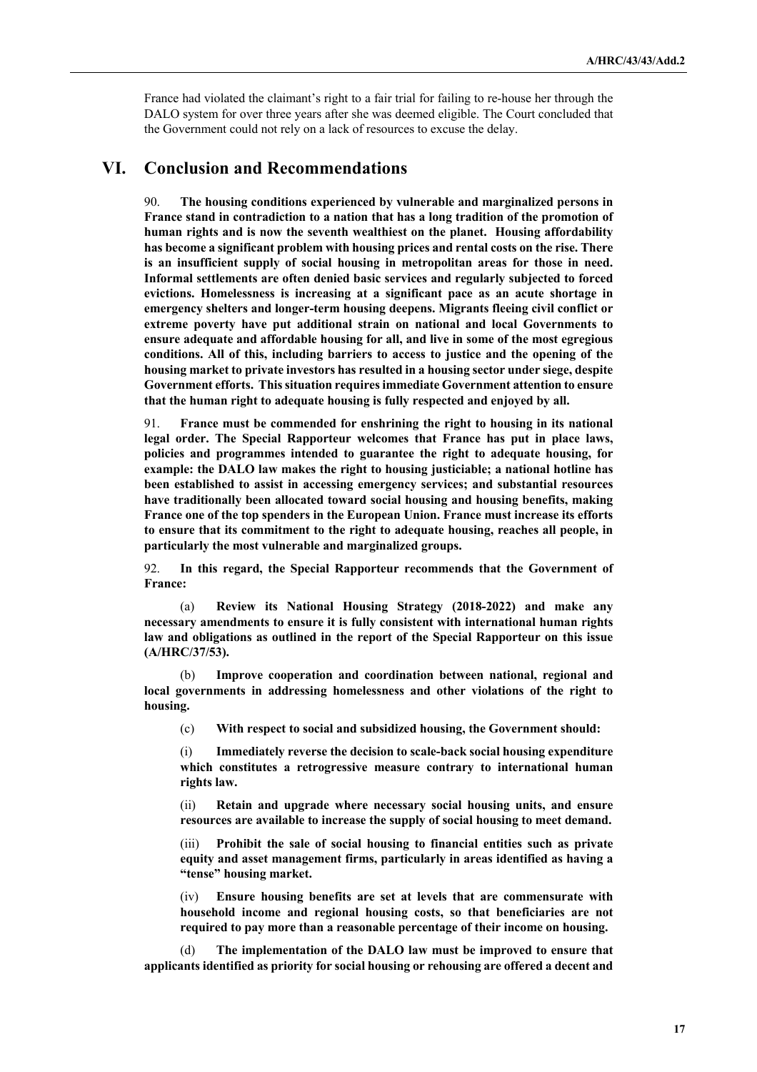France had violated the claimant's right to a fair trial for failing to re-house her through the DALO system for over three years after she was deemed eligible. The Court concluded that the Government could not rely on a lack of resources to excuse the delay.

# VI. Conclusion and Recommendations

90. **The housing conditions experienced by vulnerable and marginalized persons in France stand in contradiction to a nation that has a long tradition of the promotion of human rights and is now the seventh wealthiest on the planet. Housing affordability has become a significant problem with housing prices and rental costs on the rise. There is an insufficient supply of social housing in metropolitan areas for those in need. Informal settlements are often denied basic services and regularly subjected to forced evictions. Homelessness is increasing at a significant pace as an acute shortage in emergency shelters and longer-term housing deepens. Migrants fleeing civil conflict or extreme poverty have put additional strain on national and local Governments to ensure adequate and affordable housing for all, and live in some of the most egregious conditions. All of this, including barriers to access to justice and the opening of the housing market to private investors has resulted in a housing sector under siege, despite Government efforts. This situation requires immediate Government attention to ensure that the human right to adequate housing is fully respected and enjoyed by all.**

91. **France must be commended for enshrining the right to housing in its national legal order. The Special Rapporteur welcomes that France has put in place laws, policies and programmes intended to guarantee the right to adequate housing, for example: the DALO law makes the right to housing justiciable; a national hotline has been established to assist in accessing emergency services; and substantial resources have traditionally been allocated toward social housing and housing benefits, making France one of the top spenders in the European Union. France must increase its efforts to ensure that its commitment to the right to adequate housing, reaches all people, in particular the most vulnerable and marginalized groups.**

92. **In this regard, the Special Rapporteur recommends that the Government of France:**

(a) **Review its National Housing Strategy (2018-2022) and make any necessary amendments to ensure it is fully consistent with international human rights law and obligations as outlined in the report of the Special Rapporteur on this issue (A/HRC/37/53).**

(b) **Improve cooperation and coordination between national, regional and local governments in addressing homelessness and other violations of the right to housing.**

(c) **With respect to social and subsidized housing, the Government should:**

(i) **Immediately reverse the decision to scale-back social housing expenditure which constitutes a retrogressive measure contrary to international human rights law.**

(ii) **Retain and upgrade where necessary social housing units, and ensure resources are available to increase the supply of social housing to meet demand.**

(iii) **Prohibit the sale of social housing to financial entities such as private equity and asset management firms, particularly in areas identified as having a "tense" housing market.**

(iv) **Ensure housing benefits are set at levels that are commensurate with household income and regional housing costs, so that beneficiaries are not required to pay more than a reasonable percentage of their income on housing.**

(d) **The implementation of the DALO law must be improved to ensure that applicants identified as priority for social housing or rehousing are offered a decent and**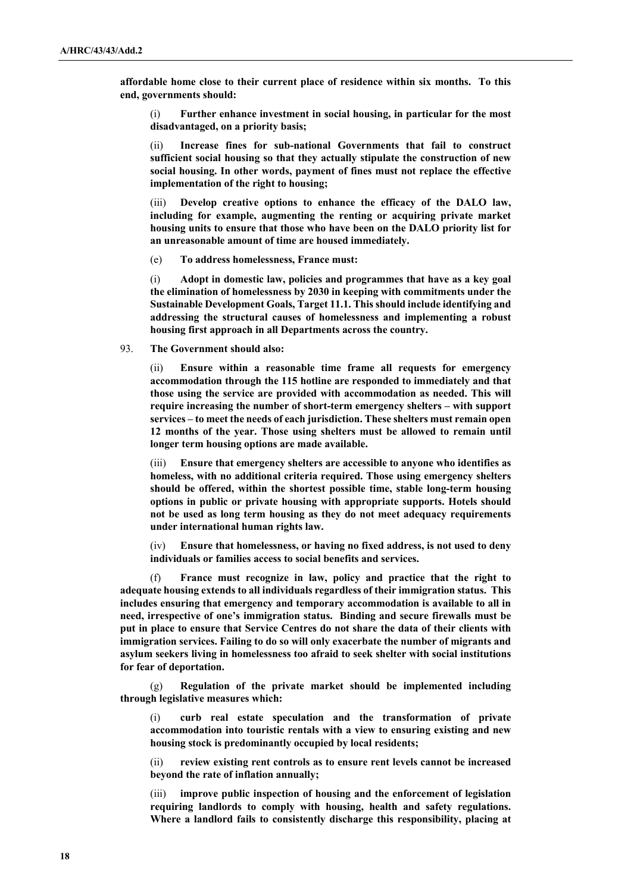**affordable home close to their current place of residence within six months. To this end, governments should:**

(i) **Further enhance investment in social housing, in particular for the most disadvantaged, on a priority basis;**

(ii) **Increase fines for sub-national Governments that fail to construct sufficient social housing so that they actually stipulate the construction of new social housing. In other words, payment of fines must not replace the effective implementation of the right to housing;**

(iii) **Develop creative options to enhance the efficacy of the DALO law, including for example, augmenting the renting or acquiring private market housing units to ensure that those who have been on the DALO priority list for an unreasonable amount of time are housed immediately.**

(e) **To address homelessness, France must:**

(i) **Adopt in domestic law, policies and programmes that have as a key goal the elimination of homelessness by 2030 in keeping with commitments under the Sustainable Development Goals, Target 11.1. This should include identifying and addressing the structural causes of homelessness and implementing a robust housing first approach in all Departments across the country.**

93. **The Government should also:**

(ii) **Ensure within a reasonable time frame all requests for emergency accommodation through the 115 hotline are responded to immediately and that those using the service are provided with accommodation as needed. This will require increasing the number of short-term emergency shelters – with support services – to meet the needs of each jurisdiction. These shelters must remain open 12 months of the year. Those using shelters must be allowed to remain until longer term housing options are made available.**

(iii) **Ensure that emergency shelters are accessible to anyone who identifies as homeless, with no additional criteria required. Those using emergency shelters should be offered, within the shortest possible time, stable long-term housing options in public or private housing with appropriate supports. Hotels should not be used as long term housing as they do not meet adequacy requirements under international human rights law.**

(iv) **Ensure that homelessness, or having no fixed address, is not used to deny individuals or families access to social benefits and services.**

(f) **France must recognize in law, policy and practice that the right to adequate housing extends to all individuals regardless of their immigration status. This includes ensuring that emergency and temporary accommodation is available to all in need, irrespective of one's immigration status. Binding and secure firewalls must be put in place to ensure that Service Centres do not share the data of their clients with immigration services. Failing to do so will only exacerbate the number of migrants and asylum seekers living in homelessness too afraid to seek shelter with social institutions for fear of deportation.**

(g) **Regulation of the private market should be implemented including through legislative measures which:**

(i) **curb real estate speculation and the transformation of private accommodation into touristic rentals with a view to ensuring existing and new housing stock is predominantly occupied by local residents;**

(ii) **review existing rent controls as to ensure rent levels cannot be increased beyond the rate of inflation annually;**

(iii) **improve public inspection of housing and the enforcement of legislation requiring landlords to comply with housing, health and safety regulations. Where a landlord fails to consistently discharge this responsibility, placing at**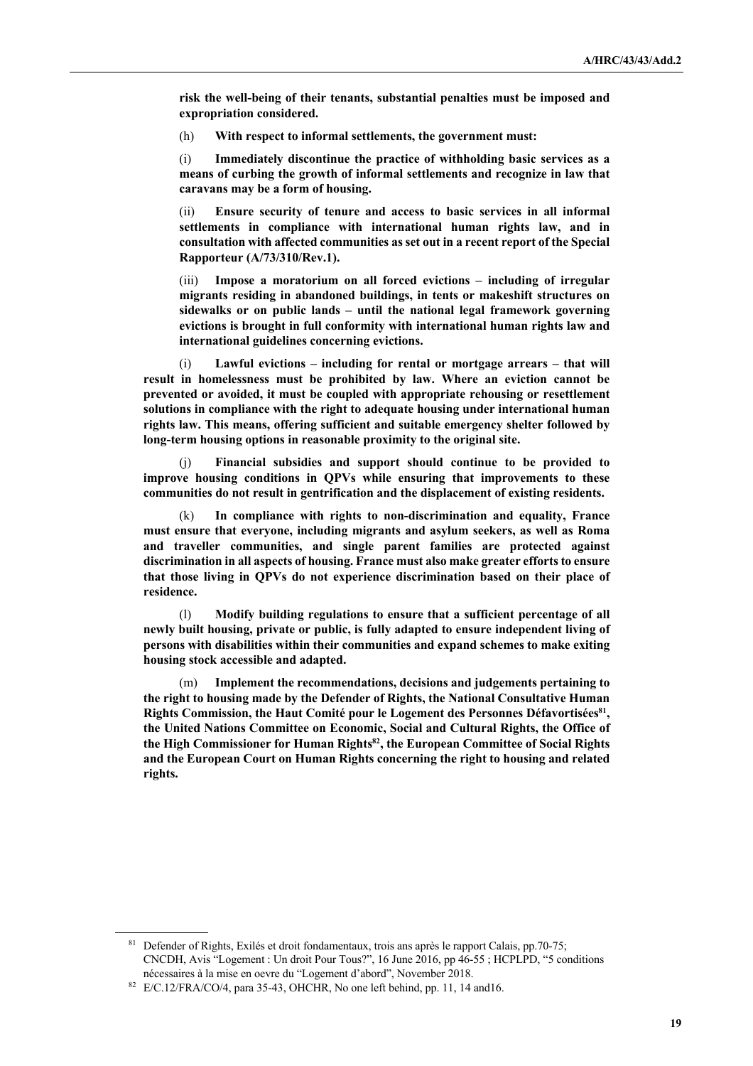**risk the well-being of their tenants, substantial penalties must be imposed and expropriation considered.**

(h) **With respect to informal settlements, the government must:**

(i) **Immediately discontinue the practice of withholding basic services as a means of curbing the growth of informal settlements and recognize in law that caravans may be a form of housing.**

(ii) **Ensure security of tenure and access to basic services in all informal settlements in compliance with international human rights law, and in consultation with affected communities as set out in a recent report of the Special Rapporteur (A/73/310/Rev.1).**

(iii) **Impose a moratorium on all forced evictions – including of irregular migrants residing in abandoned buildings, in tents or makeshift structures on sidewalks or on public lands – until the national legal framework governing evictions is brought in full conformity with international human rights law and international guidelines concerning evictions.**

(i) **Lawful evictions – including for rental or mortgage arrears – that will result in homelessness must be prohibited by law. Where an eviction cannot be prevented or avoided, it must be coupled with appropriate rehousing or resettlement solutions in compliance with the right to adequate housing under international human rights law. This means, offering sufficient and suitable emergency shelter followed by long-term housing options in reasonable proximity to the original site.**

(j) **Financial subsidies and support should continue to be provided to improve housing conditions in QPVs while ensuring that improvements to these communities do not result in gentrification and the displacement of existing residents.**

(k) **In compliance with rights to non-discrimination and equality, France must ensure that everyone, including migrants and asylum seekers, as well as Roma and traveller communities, and single parent families are protected against discrimination in all aspects of housing. France must also make greater efforts to ensure that those living in QPVs do not experience discrimination based on their place of residence.**

(l) **Modify building regulations to ensure that a sufficient percentage of all newly built housing, private or public, is fully adapted to ensure independent living of persons with disabilities within their communities and expand schemes to make exiting housing stock accessible and adapted.**

(m) **Implement the recommendations, decisions and judgements pertaining to the right to housing made by the Defender of Rights, the National Consultative Human Rights Commission, the Haut Comité pour le Logement des Personnes Défavortisées[81], the United Nations Committee on Economic, Social and Cultural Rights, the Office of the High Commissioner for Human Rights[82], the European Committee of Social Rights and the European Court on Human Rights concerning the right to housing and related rights.**

---

[81] Defender of Rights, Exilés et droit fondamentaux, trois ans après le rapport Calais, pp.70-75; CNCDH, Avis "Logement : Un droit Pour Tous?", 16 June 2016, pp 46-55 ; HCPLPD, "5 conditions nécessaires à la mise en oevre du "Logement d'abord", November 2018.

[82] E/C.12/FRA/CO/4, para 35-43, OHCHR, No one left behind, pp. 11, 14 and16.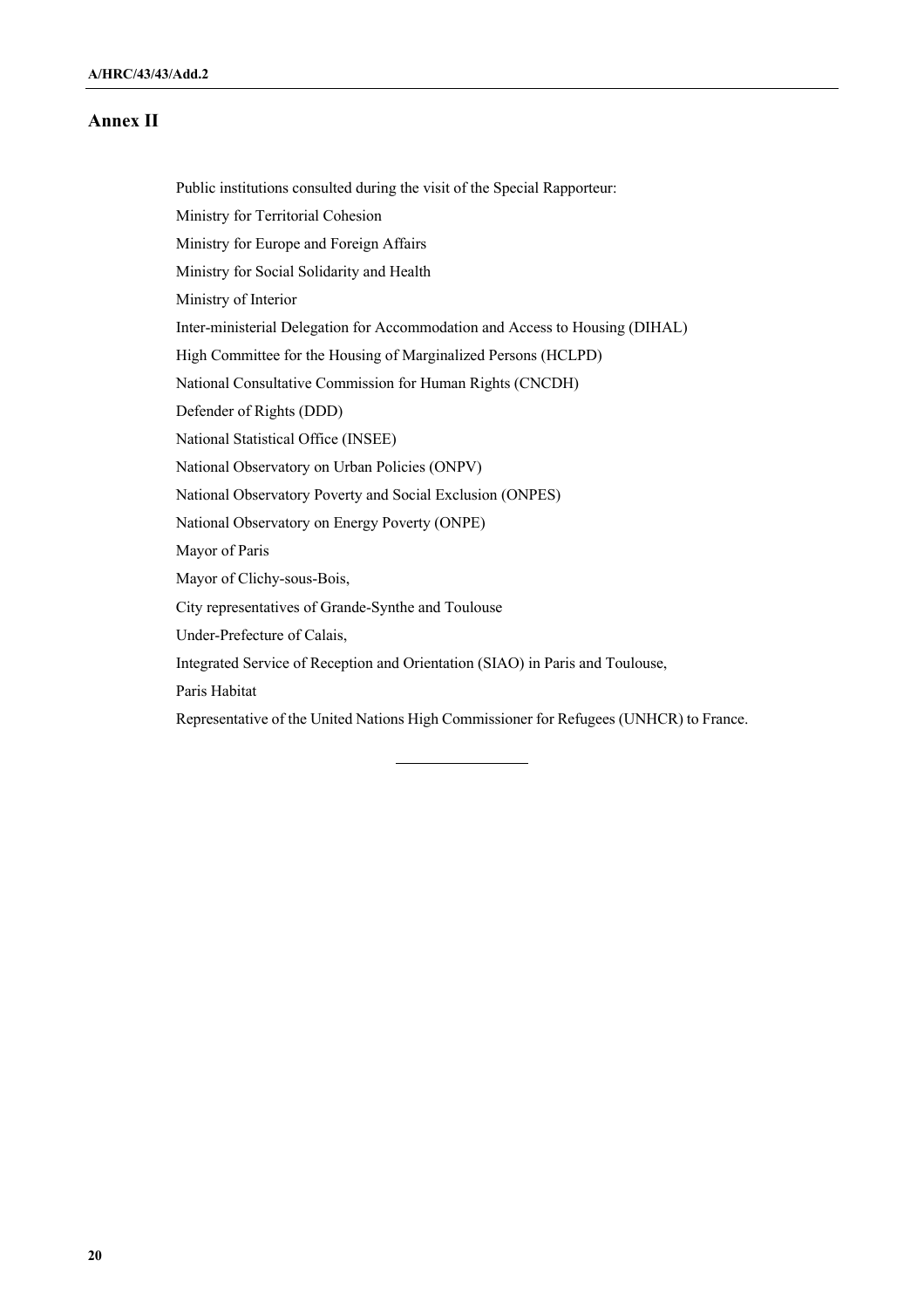## Annex II

Public institutions consulted during the visit of the Special Rapporteur:

Ministry for Territorial Cohesion

Ministry for Europe and Foreign Affairs

Ministry for Social Solidarity and Health

Ministry of Interior

Inter-ministerial Delegation for Accommodation and Access to Housing (DIHAL)

High Committee for the Housing of Marginalized Persons (HCLPD)

National Consultative Commission for Human Rights (CNCDH)

Defender of Rights (DDD)

National Statistical Office (INSEE)

National Observatory on Urban Policies (ONPV)

National Observatory Poverty and Social Exclusion (ONPES)

National Observatory on Energy Poverty (ONPE)

Mayor of Paris

Mayor of Clichy-sous-Bois,

City representatives of Grande-Synthe and Toulouse

Under-Prefecture of Calais,

Integrated Service of Reception and Orientation (SIAO) in Paris and Toulouse,

Paris Habitat

Representative of the United Nations High Commissioner for Refugees (UNHCR) to France.